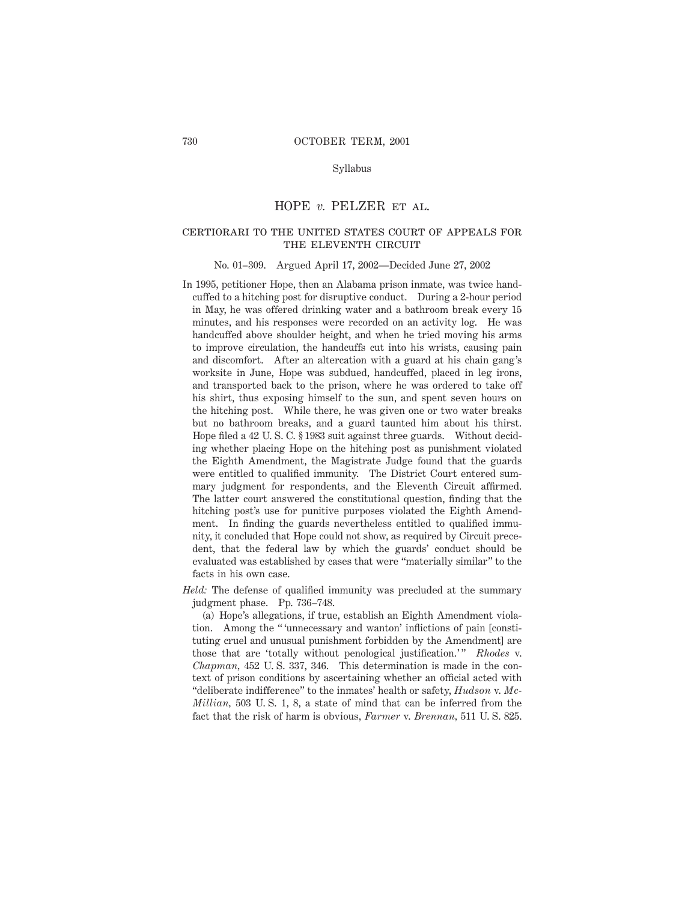# HOPE *v.* PELZER ET AL.

## CERTIORARI TO THE UNITED STATES COURT OF APPEALS FOR THE ELEVENTH CIRCUIT

No. 01–309. Argued April 17, 2002—Decided June 27, 2002

In 1995, petitioner Hope, then an Alabama prison inmate, was twice handcuffed to a hitching post for disruptive conduct. During a 2-hour period in May, he was offered drinking water and a bathroom break every 15 minutes, and his responses were recorded on an activity log. He was handcuffed above shoulder height, and when he tried moving his arms to improve circulation, the handcuffs cut into his wrists, causing pain and discomfort. After an altercation with a guard at his chain gang's worksite in June, Hope was subdued, handcuffed, placed in leg irons, and transported back to the prison, where he was ordered to take off his shirt, thus exposing himself to the sun, and spent seven hours on the hitching post. While there, he was given one or two water breaks but no bathroom breaks, and a guard taunted him about his thirst. Hope filed a 42 U. S. C. § 1983 suit against three guards. Without deciding whether placing Hope on the hitching post as punishment violated the Eighth Amendment, the Magistrate Judge found that the guards were entitled to qualified immunity. The District Court entered summary judgment for respondents, and the Eleventh Circuit affirmed. The latter court answered the constitutional question, finding that the hitching post's use for punitive purposes violated the Eighth Amendment. In finding the guards nevertheless entitled to qualified immunity, it concluded that Hope could not show, as required by Circuit precedent, that the federal law by which the guards' conduct should be evaluated was established by cases that were "materially similar" to the facts in his own case.

*Held:* The defense of qualified immunity was precluded at the summary judgment phase. Pp. 736–748.

(a) Hope's allegations, if true, establish an Eighth Amendment violation. Among the " 'unnecessary and wanton' inflictions of pain [constituting cruel and unusual punishment forbidden by the Amendment] are those that are 'totally without penological justification.' " *Rhodes* v. *Chapman*, 452 U. S. 337, 346. This determination is made in the context of prison conditions by ascertaining whether an official acted with "deliberate indifference" to the inmates' health or safety, *Hudson* v. *McMillian*, 503 U. S. 1, 8, a state of mind that can be inferred from the fact that the risk of harm is obvious, *Farmer* v. *Brennan*, 511 U. S. 825.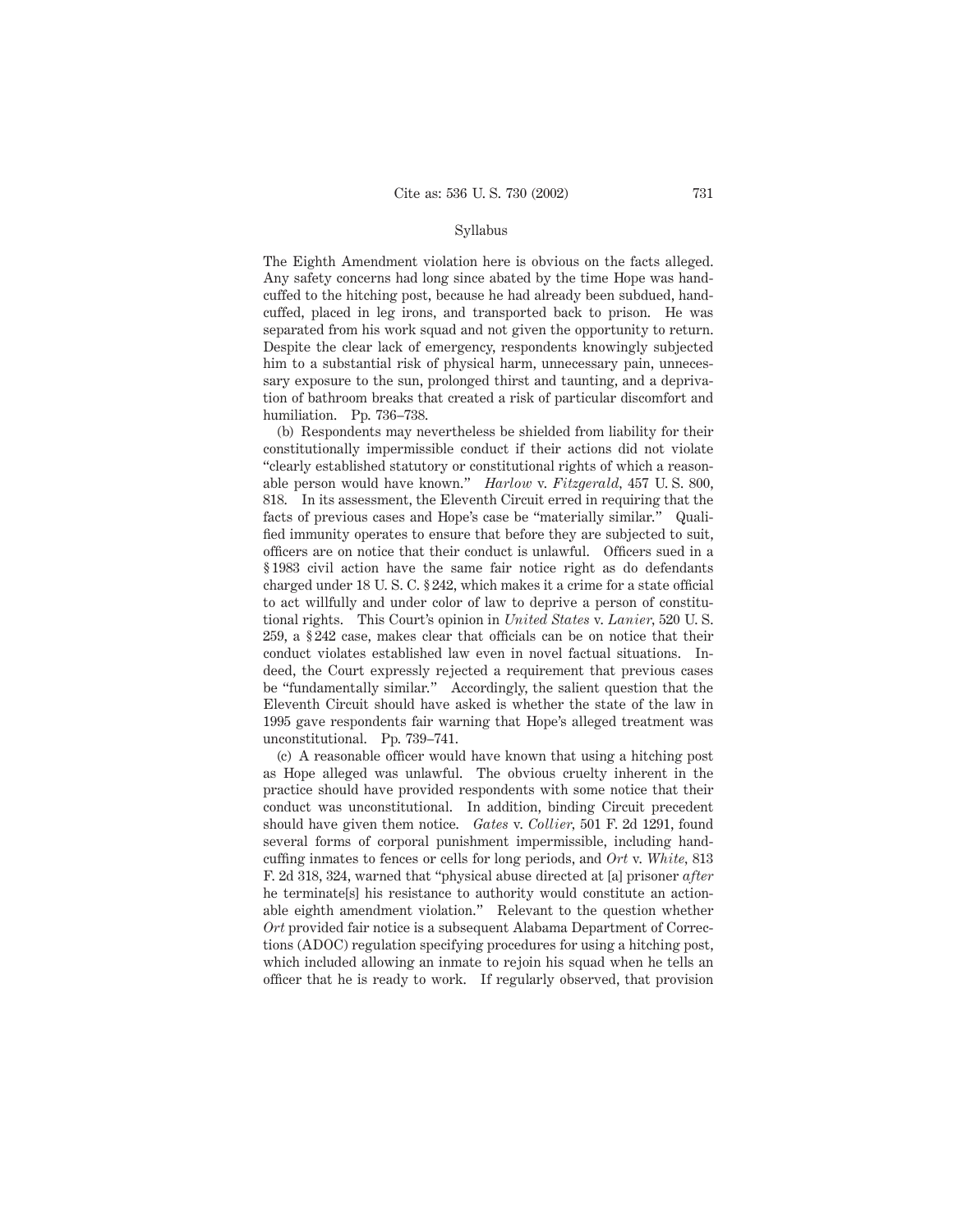Syllabus

The Eighth Amendment violation here is obvious on the facts alleged. Any safety concerns had long since abated by the time Hope was handcuffed to the hitching post, because he had already been subdued, handcuffed, placed in leg irons, and transported back to prison. He was separated from his work squad and not given the opportunity to return. Despite the clear lack of emergency, respondents knowingly subjected him to a substantial risk of physical harm, unnecessary pain, unnecessary exposure to the sun, prolonged thirst and taunting, and a deprivation of bathroom breaks that created a risk of particular discomfort and humiliation. Pp. 736–738.

(b) Respondents may nevertheless be shielded from liability for their constitutionally impermissible conduct if their actions did not violate "clearly established statutory or constitutional rights of which a reasonable person would have known." *Harlow* v. *Fitzgerald*, 457 U. S. 800, 818. In its assessment, the Eleventh Circuit erred in requiring that the facts of previous cases and Hope's case be "materially similar." Qualified immunity operates to ensure that before they are subjected to suit, officers are on notice that their conduct is unlawful. Officers sued in a § 1983 civil action have the same fair notice right as do defendants charged under 18 U. S. C. § 242, which makes it a crime for a state official to act willfully and under color of law to deprive a person of constitutional rights. This Court's opinion in *United States* v. *Lanier*, 520 U. S. 259, a § 242 case, makes clear that officials can be on notice that their conduct violates established law even in novel factual situations. Indeed, the Court expressly rejected a requirement that previous cases be "fundamentally similar." Accordingly, the salient question that the Eleventh Circuit should have asked is whether the state of the law in 1995 gave respondents fair warning that Hope's alleged treatment was unconstitutional. Pp. 739–741.

(c) A reasonable officer would have known that using a hitching post as Hope alleged was unlawful. The obvious cruelty inherent in the practice should have provided respondents with some notice that their conduct was unconstitutional. In addition, binding Circuit precedent should have given them notice. *Gates* v. *Collier*, 501 F. 2d 1291, found several forms of corporal punishment impermissible, including handcuffing inmates to fences or cells for long periods, and *Ort* v. *White*, 813 F. 2d 318, 324, warned that "physical abuse directed at [a] prisoner *after* he terminate[s] his resistance to authority would constitute an actionable eighth amendment violation." Relevant to the question whether *Ort* provided fair notice is a subsequent Alabama Department of Corrections (ADOC) regulation specifying procedures for using a hitching post, which included allowing an inmate to rejoin his squad when he tells an officer that he is ready to work. If regularly observed, that provision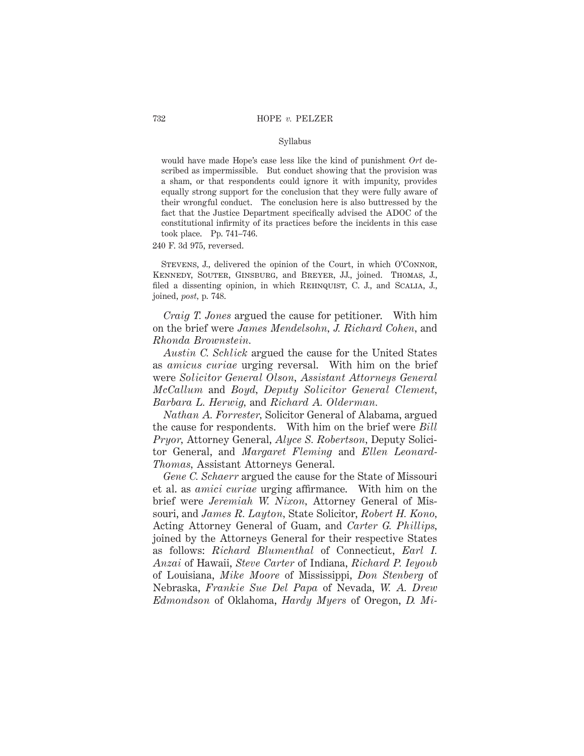would have made Hope's case less like the kind of punishment *Ort* described as impermissible. But conduct showing that the provision was a sham, or that respondents could ignore it with impunity, provides equally strong support for the conclusion that they were fully aware of their wrongful conduct. The conclusion here is also buttressed by the fact that the Justice Department specifically advised the ADOC of the constitutional infirmity of its practices before the incidents in this case took place. Pp. 741–746.

240 F. 3d 975, reversed.

Stevens, J., delivered the opinion of the Court, in which O'Connor, Kennedy, Souter, Ginsburg, and Breyer, JJ., joined. Thomas, J., filed a dissenting opinion, in which Rehnquist, C. J., and Scalia, J., joined, *post*, p. 748.

*Craig T. Jones* argued the cause for petitioner. With him on the brief were *James Mendelsohn*, *J. Richard Cohen*, and *Rhonda Brownstein*.

*Austin C. Schlick* argued the cause for the United States as *amicus curiae* urging reversal. With him on the brief were *Solicitor General Olson*, *Assistant Attorneys General McCallum* and *Boyd*, *Deputy Solicitor General Clement*, *Barbara L. Herwig*, and *Richard A. Olderman*.

*Nathan A. Forrester*, Solicitor General of Alabama, argued the cause for respondents. With him on the brief were *Bill Pryor*, Attorney General, *Alyce S. Robertson*, Deputy Solicitor General, and *Margaret Fleming* and *Ellen Leonard-Thomas*, Assistant Attorneys General.

*Gene C. Schaerr* argued the cause for the State of Missouri et al. as *amici curiae* urging affirmance. With him on the brief were *Jeremiah W. Nixon*, Attorney General of Missouri, and *James R. Layton*, State Solicitor, *Robert H. Kono*, Acting Attorney General of Guam, and *Carter G. Phillips*, joined by the Attorneys General for their respective States as follows: *Richard Blumenthal* of Connecticut, *Earl I. Anzai* of Hawaii, *Steve Carter* of Indiana, *Richard P. Ieyoub* of Louisiana, *Mike Moore* of Mississippi, *Don Stenberg* of Nebraska, *Frankie Sue Del Papa* of Nevada, *W. A. Drew Edmondson* of Oklahoma, *Hardy Myers* of Oregon, *D. Mi-*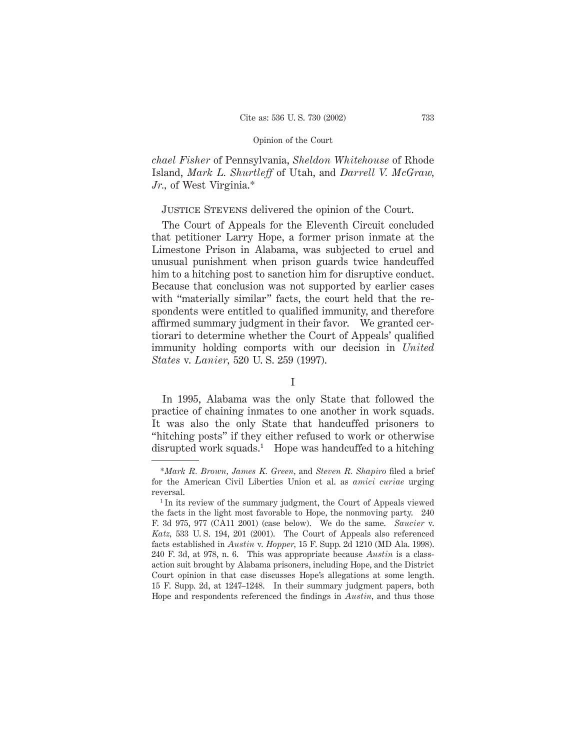*chael Fisher* of Pennsylvania, *Sheldon Whitehouse* of Rhode Island, *Mark L. Shurtleff* of Utah, and *Darrell V. McGraw, Jr.*, of West Virginia.*

Justice Stevens delivered the opinion of the Court.

The Court of Appeals for the Eleventh Circuit concluded that petitioner Larry Hope, a former prison inmate at the Limestone Prison in Alabama, was subjected to cruel and unusual punishment when prison guards twice handcuffed him to a hitching post to sanction him for disruptive conduct. Because that conclusion was not supported by earlier cases with "materially similar" facts, the court held that the respondents were entitled to qualified immunity, and therefore affirmed summary judgment in their favor. We granted certiorari to determine whether the Court of Appeals' qualified immunity holding comports with our decision in *United States* v. *Lanier*, 520 U. S. 259 (1997).

## I

In 1995, Alabama was the only State that followed the practice of chaining inmates to one another in work squads. It was also the only State that handcuffed prisoners to "hitching posts" if they either refused to work or otherwise disrupted work squads.[1] Hope was handcuffed to a hitching

---

*\*Mark R. Brown, James K. Green,* and *Steven R. Shapiro* filed a brief for the American Civil Liberties Union et al. as *amici curiae* urging reversal.

[1] In its review of the summary judgment, the Court of Appeals viewed the facts in the light most favorable to Hope, the nonmoving party. 240 F. 3d 975, 977 (CA11 2001) (case below). We do the same. *Saucier* v. *Katz*, 533 U. S. 194, 201 (2001). The Court of Appeals also referenced facts established in *Austin* v. *Hopper*, 15 F. Supp. 2d 1210 (MD Ala. 1998). 240 F. 3d, at 978, n. 6. This was appropriate because *Austin* is a class-action suit brought by Alabama prisoners, including Hope, and the District Court opinion in that case discusses Hope's allegations at some length. 15 F. Supp. 2d, at 1247–1248. In their summary judgment papers, both Hope and respondents referenced the findings in *Austin*, and thus those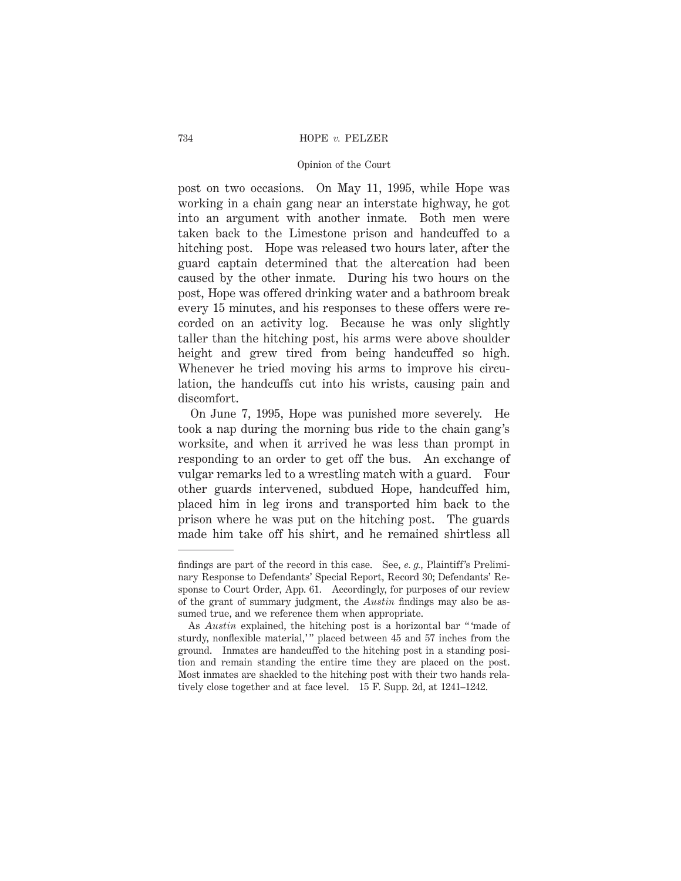post on two occasions. On May 11, 1995, while Hope was working in a chain gang near an interstate highway, he got into an argument with another inmate. Both men were taken back to the Limestone prison and handcuffed to a hitching post. Hope was released two hours later, after the guard captain determined that the altercation had been caused by the other inmate. During his two hours on the post, Hope was offered drinking water and a bathroom break every 15 minutes, and his responses to these offers were recorded on an activity log. Because he was only slightly taller than the hitching post, his arms were above shoulder height and grew tired from being handcuffed so high. Whenever he tried moving his arms to improve his circulation, the handcuffs cut into his wrists, causing pain and discomfort.

On June 7, 1995, Hope was punished more severely. He took a nap during the morning bus ride to the chain gang's worksite, and when it arrived he was less than prompt in responding to an order to get off the bus. An exchange of vulgar remarks led to a wrestling match with a guard. Four other guards intervened, subdued Hope, handcuffed him, placed him in leg irons and transported him back to the prison where he was put on the hitching post. The guards made him take off his shirt, and he remained shirtless all

---

findings are part of the record in this case. See, *e. g.*, Plaintiff's Preliminary Response to Defendants' Special Report, Record 30; Defendants' Response to Court Order, App. 61. Accordingly, for purposes of our review of the grant of summary judgment, the *Austin* findings may also be assumed true, and we reference them when appropriate.

As *Austin* explained, the hitching post is a horizontal bar "'made of sturdy, nonflexible material,'" placed between 45 and 57 inches from the ground. Inmates are handcuffed to the hitching post in a standing position and remain standing the entire time they are placed on the post. Most inmates are shackled to the hitching post with their two hands relatively close together and at face level. 15 F. Supp. 2d, at 1241–1242.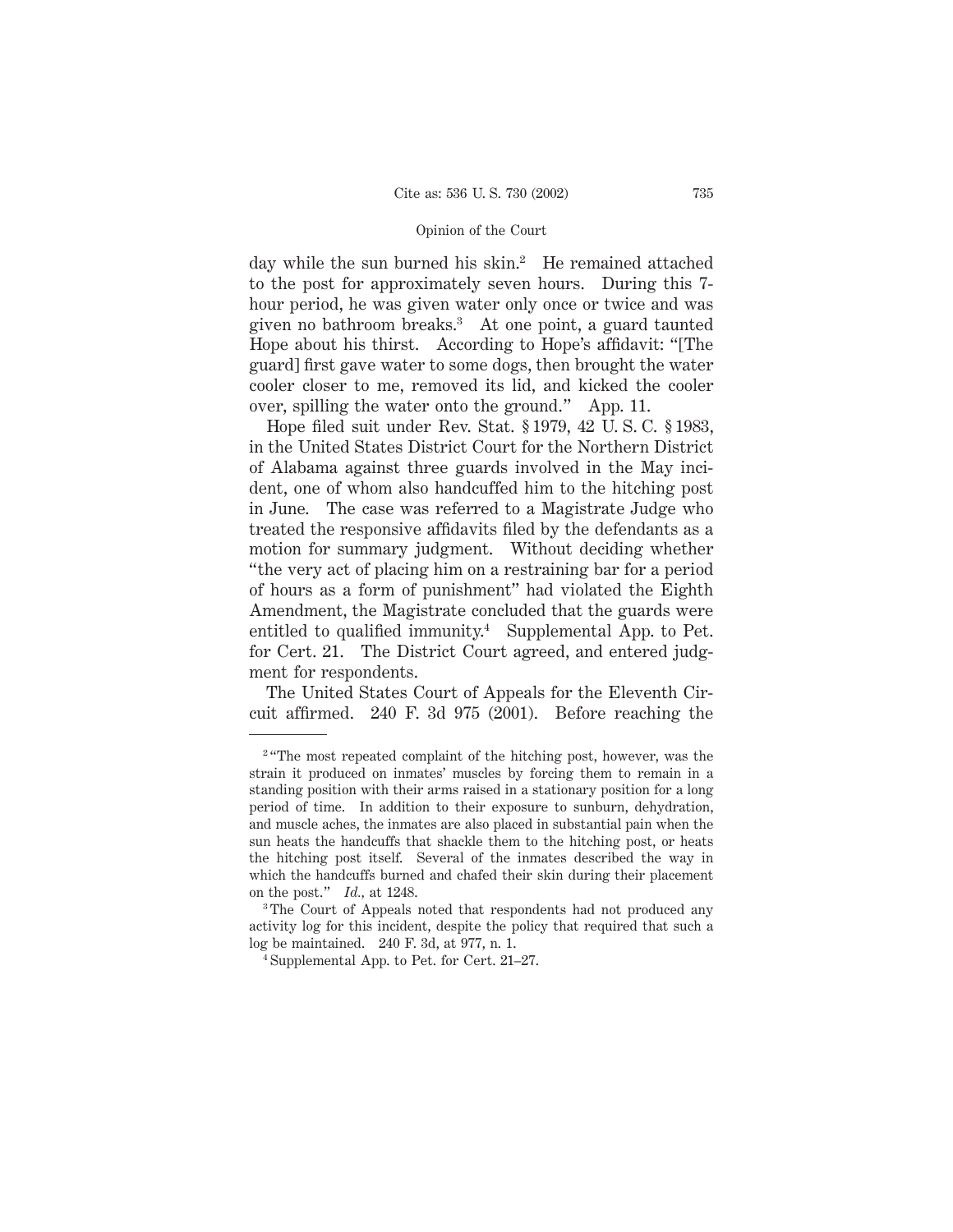day while the sun burned his skin.[2] He remained attached to the post for approximately seven hours. During this 7-hour period, he was given water only once or twice and was given no bathroom breaks.[3] At one point, a guard taunted Hope about his thirst. According to Hope's affidavit: "[The guard] first gave water to some dogs, then brought the water cooler closer to me, removed its lid, and kicked the cooler over, spilling the water onto the ground." App. 11.

Hope filed suit under Rev. Stat. § 1979, 42 U. S. C. § 1983, in the United States District Court for the Northern District of Alabama against three guards involved in the May incident, one of whom also handcuffed him to the hitching post in June. The case was referred to a Magistrate Judge who treated the responsive affidavits filed by the defendants as a motion for summary judgment. Without deciding whether "the very act of placing him on a restraining bar for a period of hours as a form of punishment" had violated the Eighth Amendment, the Magistrate concluded that the guards were entitled to qualified immunity.[4] Supplemental App. to Pet. for Cert. 21. The District Court agreed, and entered judgment for respondents.

The United States Court of Appeals for the Eleventh Circuit affirmed. 240 F. 3d 975 (2001). Before reaching the

---

[2] "The most repeated complaint of the hitching post, however, was the strain it produced on inmates' muscles by forcing them to remain in a standing position with their arms raised in a stationary position for a long period of time. In addition to their exposure to sunburn, dehydration, and muscle aches, the inmates are also placed in substantial pain when the sun heats the handcuffs that shackle them to the hitching post, or heats the hitching post itself. Several of the inmates described the way in which the handcuffs burned and chafed their skin during their placement on the post." *Id.,* at 1248.

[3] The Court of Appeals noted that respondents had not produced any activity log for this incident, despite the policy that required that such a log be maintained. 240 F. 3d, at 977, n. 1.

[4] Supplemental App. to Pet. for Cert. 21–27.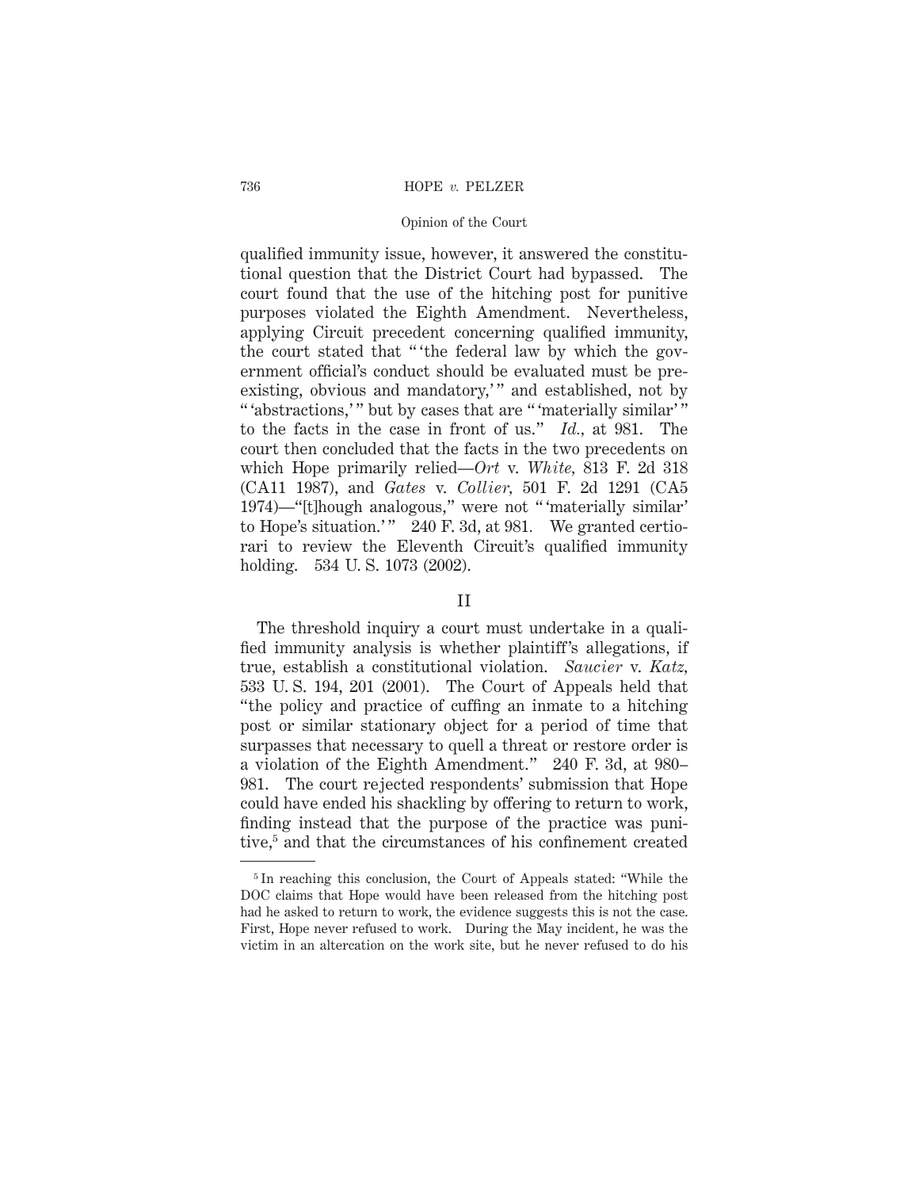qualified immunity issue, however, it answered the constitutional question that the District Court had bypassed. The court found that the use of the hitching post for punitive purposes violated the Eighth Amendment. Nevertheless, applying Circuit precedent concerning qualified immunity, the court stated that " 'the federal law by which the government official's conduct should be evaluated must be preexisting, obvious and mandatory,' " and established, not by " 'abstractions,' " but by cases that are " 'materially similar' " to the facts in the case in front of us." *Id.,* at 981. The court then concluded that the facts in the two precedents on which Hope primarily relied—*Ort* v. *White,* 813 F. 2d 318 (CA11 1987), and *Gates* v. *Collier,* 501 F. 2d 1291 (CA5 1974)—"[t]hough analogous," were not " 'materially similar' to Hope's situation.' " 240 F. 3d, at 981. We granted certiorari to review the Eleventh Circuit's qualified immunity holding. 534 U. S. 1073 (2002).

## II

The threshold inquiry a court must undertake in a qualified immunity analysis is whether plaintiff's allegations, if true, establish a constitutional violation. *Saucier* v. *Katz,* 533 U. S. 194, 201 (2001). The Court of Appeals held that "the policy and practice of cuffing an inmate to a hitching post or similar stationary object for a period of time that surpasses that necessary to quell a threat or restore order is a violation of the Eighth Amendment." 240 F. 3d, at 980–981. The court rejected respondents' submission that Hope could have ended his shackling by offering to return to work, finding instead that the purpose of the practice was punitive,[5] and that the circumstances of his confinement created

[5] In reaching this conclusion, the Court of Appeals stated: "While the DOC claims that Hope would have been released from the hitching post had he asked to return to work, the evidence suggests this is not the case. First, Hope never refused to work. During the May incident, he was the victim in an altercation on the work site, but he never refused to do his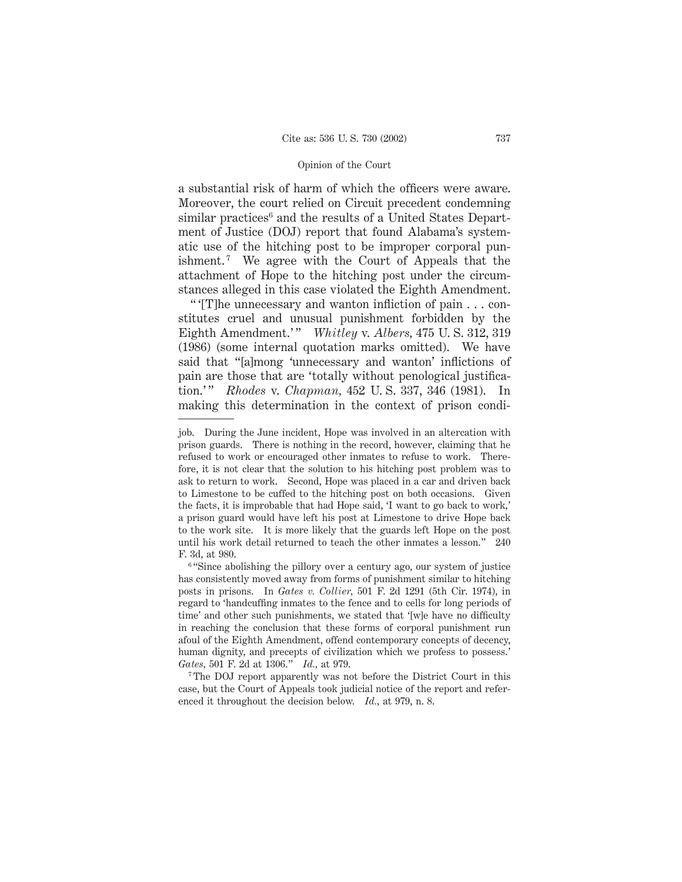a substantial risk of harm of which the officers were aware. Moreover, the court relied on Circuit precedent condemning similar practices[6] and the results of a United States Department of Justice (DOJ) report that found Alabama's systematic use of the hitching post to be improper corporal punishment.[7] We agree with the Court of Appeals that the attachment of Hope to the hitching post under the circumstances alleged in this case violated the Eighth Amendment.

" '[T]he unnecessary and wanton infliction of pain . . . constitutes cruel and unusual punishment forbidden by the Eighth Amendment.' " *Whitley* v. *Albers*, 475 U. S. 312, 319 (1986) (some internal quotation marks omitted). We have said that "[a]mong 'unnecessary and wanton' inflictions of pain are those that are 'totally without penological justification.' " *Rhodes* v. *Chapman*, 452 U. S. 337, 346 (1981). In making this determination in the context of prison condi-

---

job. During the June incident, Hope was involved in an altercation with prison guards. There is nothing in the record, however, claiming that he refused to work or encouraged other inmates to refuse to work. Therefore, it is not clear that the solution to his hitching post problem was to ask to return to work. Second, Hope was placed in a car and driven back to Limestone to be cuffed to the hitching post on both occasions. Given the facts, it is improbable that had Hope said, 'I want to go back to work,' a prison guard would have left his post at Limestone to drive Hope back to the work site. It is more likely that the guards left Hope on the post until his work detail returned to teach the other inmates a lesson." 240 F. 3d, at 980.

[6] "Since abolishing the pillory over a century ago, our system of justice has consistently moved away from forms of punishment similar to hitching posts in prisons. In *Gates v. Collier*, 501 F. 2d 1291 (5th Cir. 1974), in regard to 'handcuffing inmates to the fence and to cells for long periods of time' and other such punishments, we stated that '[w]e have no difficulty in reaching the conclusion that these forms of corporal punishment run afoul of the Eighth Amendment, offend contemporary concepts of decency, human dignity, and precepts of civilization which we profess to possess.' *Gates*, 501 F. 2d at 1306." *Id.*, at 979.

[7] The DOJ report apparently was not before the District Court in this case, but the Court of Appeals took judicial notice of the report and referenced it throughout the decision below. *Id.*, at 979, n. 8.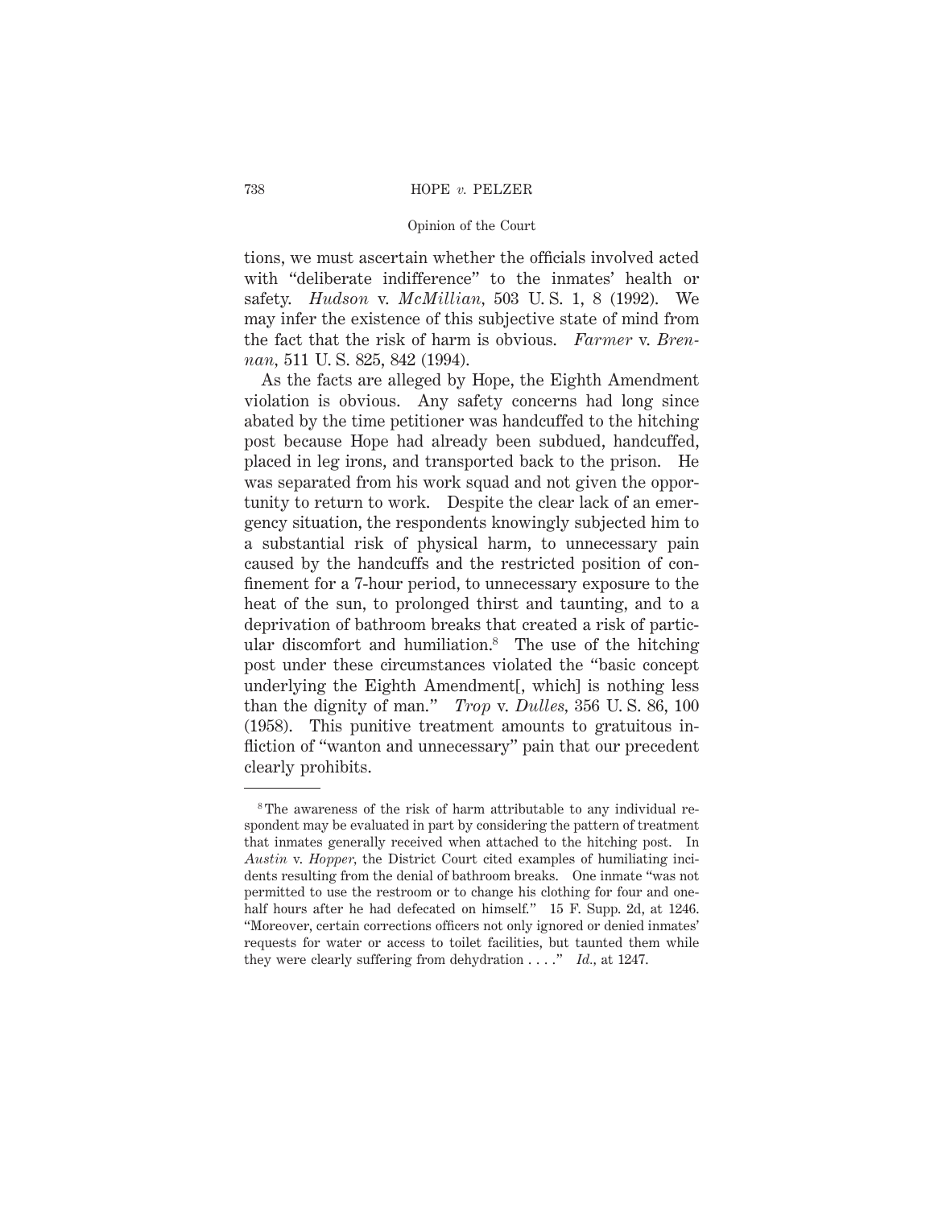tions, we must ascertain whether the officials involved acted with "deliberate indifference" to the inmates' health or safety. *Hudson* v. *McMillian*, 503 U. S. 1, 8 (1992). We may infer the existence of this subjective state of mind from the fact that the risk of harm is obvious. *Farmer* v. *Brennan*, 511 U. S. 825, 842 (1994).

As the facts are alleged by Hope, the Eighth Amendment violation is obvious. Any safety concerns had long since abated by the time petitioner was handcuffed to the hitching post because Hope had already been subdued, handcuffed, placed in leg irons, and transported back to the prison. He was separated from his work squad and not given the opportunity to return to work. Despite the clear lack of an emergency situation, the respondents knowingly subjected him to a substantial risk of physical harm, to unnecessary pain caused by the handcuffs and the restricted position of confinement for a 7-hour period, to unnecessary exposure to the heat of the sun, to prolonged thirst and taunting, and to a deprivation of bathroom breaks that created a risk of particular discomfort and humiliation.[8] The use of the hitching post under these circumstances violated the "basic concept underlying the Eighth Amendment[, which] is nothing less than the dignity of man." *Trop* v. *Dulles*, 356 U. S. 86, 100 (1958). This punitive treatment amounts to gratuitous infliction of "wanton and unnecessary" pain that our precedent clearly prohibits.

---

[8] The awareness of the risk of harm attributable to any individual respondent may be evaluated in part by considering the pattern of treatment that inmates generally received when attached to the hitching post. In *Austin* v. *Hopper*, the District Court cited examples of humiliating incidents resulting from the denial of bathroom breaks. One inmate "was not permitted to use the restroom or to change his clothing for four and one-half hours after he had defecated on himself." 15 F. Supp. 2d, at 1246. "Moreover, certain corrections officers not only ignored or denied inmates' requests for water or access to toilet facilities, but taunted them while they were clearly suffering from dehydration . . . ." *Id.*, at 1247.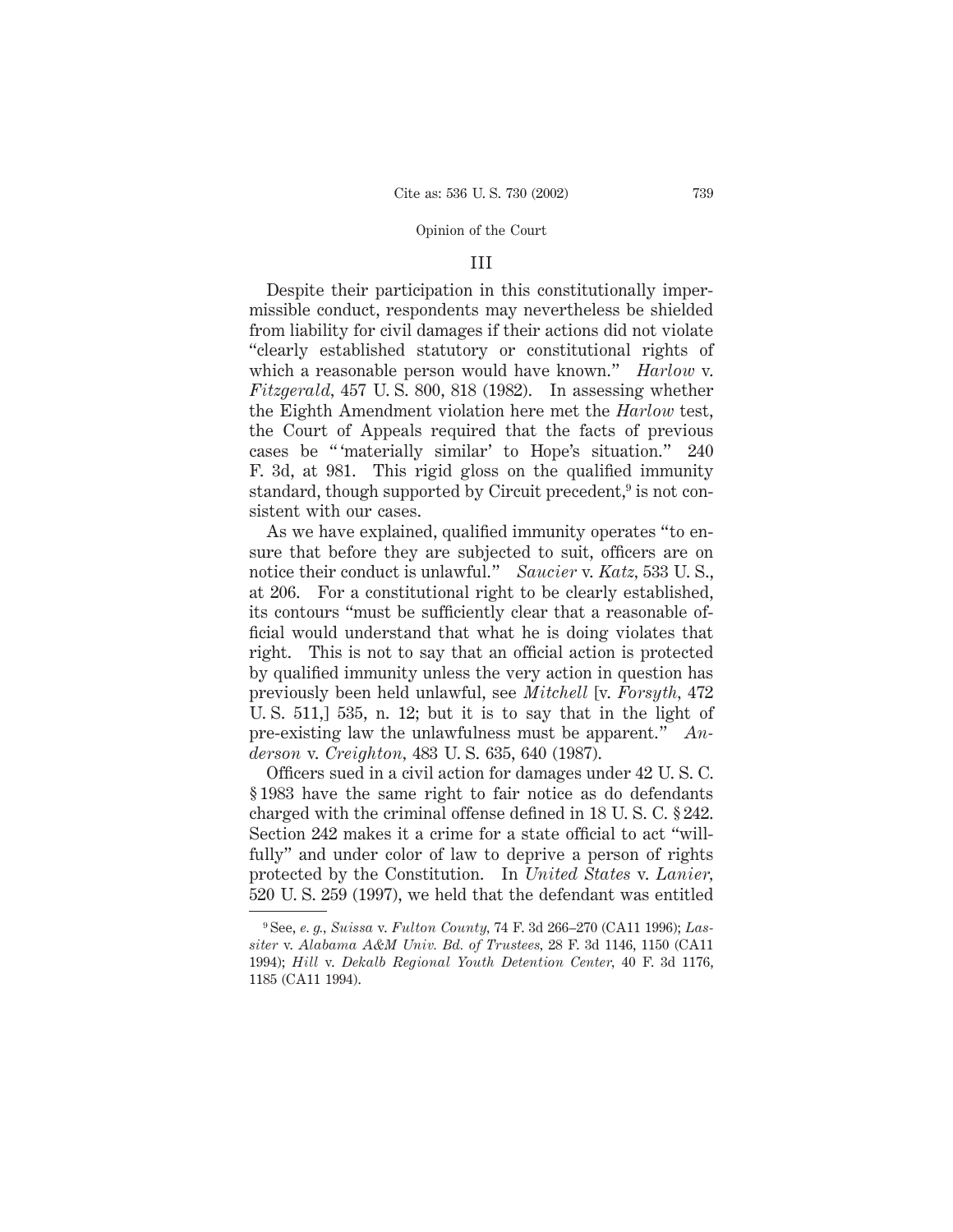### III

Despite their participation in this constitutionally impermissible conduct, respondents may nevertheless be shielded from liability for civil damages if their actions did not violate "clearly established statutory or constitutional rights of which a reasonable person would have known." *Harlow* v. *Fitzgerald*, 457 U. S. 800, 818 (1982). In assessing whether the Eighth Amendment violation here met the *Harlow* test, the Court of Appeals required that the facts of previous cases be " 'materially similar' to Hope's situation." 240 F. 3d, at 981. This rigid gloss on the qualified immunity standard, though supported by Circuit precedent,[9] is not consistent with our cases.

As we have explained, qualified immunity operates "to ensure that before they are subjected to suit, officers are on notice their conduct is unlawful." *Saucier* v. *Katz*, 533 U. S., at 206. For a constitutional right to be clearly established, its contours "must be sufficiently clear that a reasonable official would understand that what he is doing violates that right. This is not to say that an official action is protected by qualified immunity unless the very action in question has previously been held unlawful, see *Mitchell* [v. *Forsyth*, 472 U. S. 511,] 535, n. 12; but it is to say that in the light of pre-existing law the unlawfulness must be apparent." *Anderson* v. *Creighton*, 483 U. S. 635, 640 (1987).

Officers sued in a civil action for damages under 42 U. S. C. § 1983 have the same right to fair notice as do defendants charged with the criminal offense defined in 18 U. S. C. § 242. Section 242 makes it a crime for a state official to act "willfully" and under color of law to deprive a person of rights protected by the Constitution. In *United States* v. *Lanier*, 520 U. S. 259 (1997), we held that the defendant was entitled

---

[9] See, *e. g.*, *Suissa* v. *Fulton County*, 74 F. 3d 266–270 (CA11 1996); *Lassiter* v. *Alabama A&M Univ. Bd. of Trustees*, 28 F. 3d 1146, 1150 (CA11 1994); *Hill* v. *Dekalb Regional Youth Detention Center*, 40 F. 3d 1176, 1185 (CA11 1994).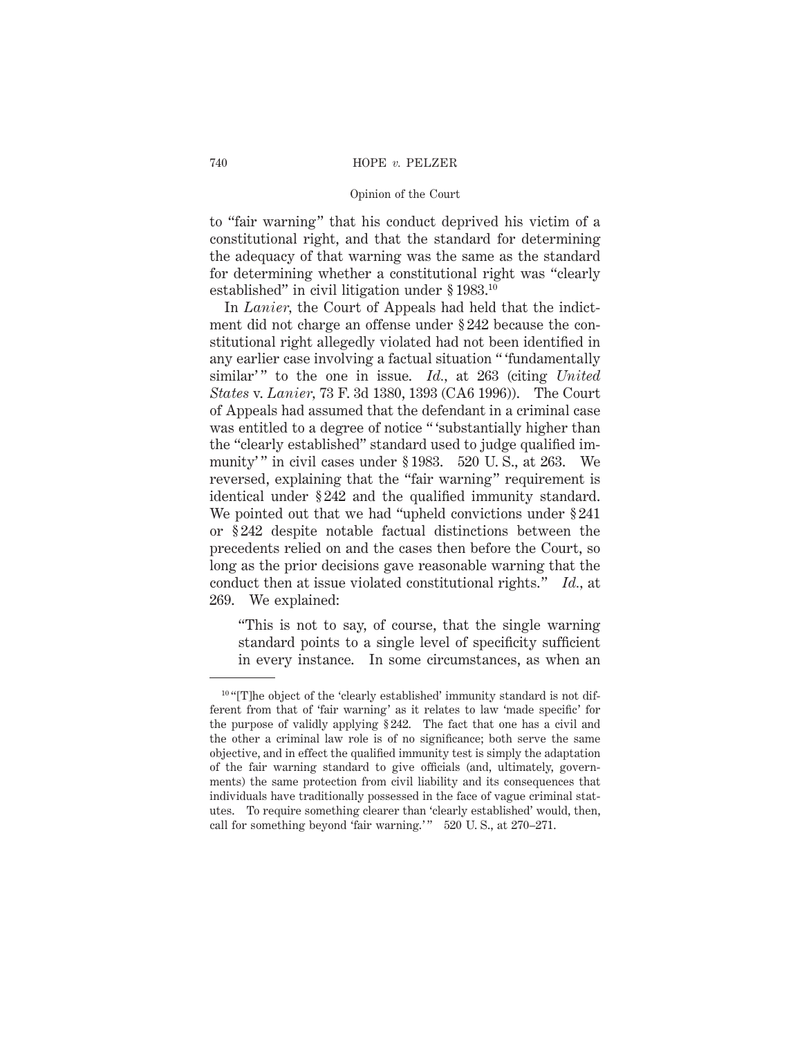to "fair warning" that his conduct deprived his victim of a constitutional right, and that the standard for determining the adequacy of that warning was the same as the standard for determining whether a constitutional right was "clearly established" in civil litigation under § 1983.[10]

In *Lanier*, the Court of Appeals had held that the indictment did not charge an offense under § 242 because the constitutional right allegedly violated had not been identified in any earlier case involving a factual situation " 'fundamentally similar' " to the one in issue. *Id.*, at 263 (citing *United States* v. *Lanier*, 73 F. 3d 1380, 1393 (CA6 1996)). The Court of Appeals had assumed that the defendant in a criminal case was entitled to a degree of notice " 'substantially higher than the "clearly established" standard used to judge qualified immunity' " in civil cases under § 1983. 520 U. S., at 263. We reversed, explaining that the "fair warning" requirement is identical under § 242 and the qualified immunity standard. We pointed out that we had "upheld convictions under § 241 or § 242 despite notable factual distinctions between the precedents relied on and the cases then before the Court, so long as the prior decisions gave reasonable warning that the conduct then at issue violated constitutional rights." *Id.*, at 269. We explained:

> "This is not to say, of course, that the single warning standard points to a single level of specificity sufficient in every instance. In some circumstances, as when an

---

[10] "[T]he object of the 'clearly established' immunity standard is not different from that of 'fair warning' as it relates to law 'made specific' for the purpose of validly applying § 242. The fact that one has a civil and the other a criminal law role is of no significance; both serve the same objective, and in effect the qualified immunity test is simply the adaptation of the fair warning standard to give officials (and, ultimately, governments) the same protection from civil liability and its consequences that individuals have traditionally possessed in the face of vague criminal statutes. To require something clearer than 'clearly established' would, then, call for something beyond 'fair warning.' " 520 U. S., at 270–271.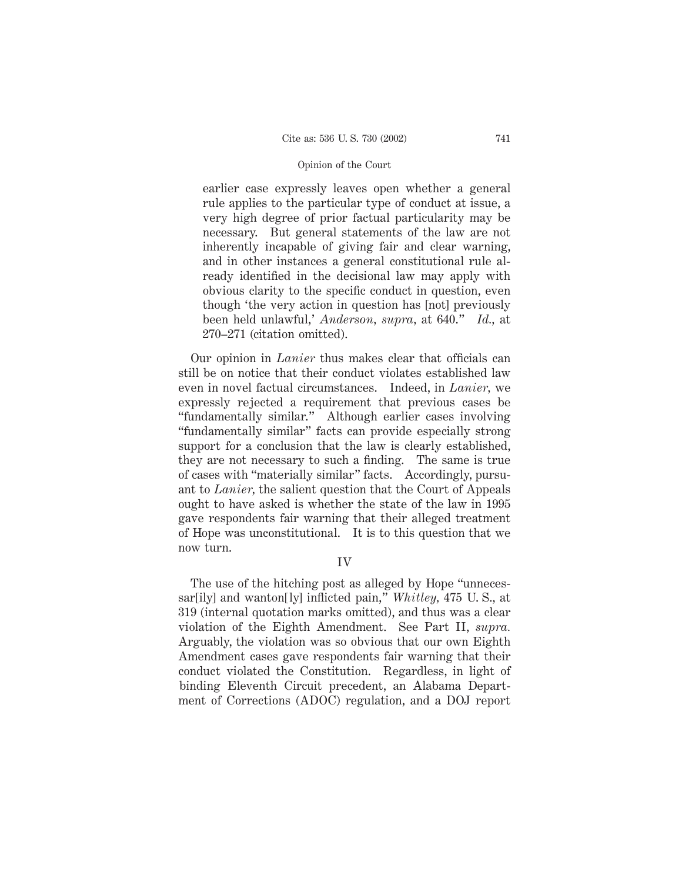earlier case expressly leaves open whether a general rule applies to the particular type of conduct at issue, a very high degree of prior factual particularity may be necessary. But general statements of the law are not inherently incapable of giving fair and clear warning, and in other instances a general constitutional rule already identified in the decisional law may apply with obvious clarity to the specific conduct in question, even though 'the very action in question has [not] previously been held unlawful,' *Anderson*, *supra*, at 640." *Id.*, at 270–271 (citation omitted).

Our opinion in *Lanier* thus makes clear that officials can still be on notice that their conduct violates established law even in novel factual circumstances. Indeed, in *Lanier*, we expressly rejected a requirement that previous cases be "fundamentally similar." Although earlier cases involving "fundamentally similar" facts can provide especially strong support for a conclusion that the law is clearly established, they are not necessary to such a finding. The same is true of cases with "materially similar" facts. Accordingly, pursuant to *Lanier*, the salient question that the Court of Appeals ought to have asked is whether the state of the law in 1995 gave respondents fair warning that their alleged treatment of Hope was unconstitutional. It is to this question that we now turn.

## IV

The use of the hitching post as alleged by Hope "unnecessar[ily] and wanton[ly] inflicted pain," *Whitley*, 475 U. S., at 319 (internal quotation marks omitted), and thus was a clear violation of the Eighth Amendment. See Part II, *supra.* Arguably, the violation was so obvious that our own Eighth Amendment cases gave respondents fair warning that their conduct violated the Constitution. Regardless, in light of binding Eleventh Circuit precedent, an Alabama Department of Corrections (ADOC) regulation, and a DOJ report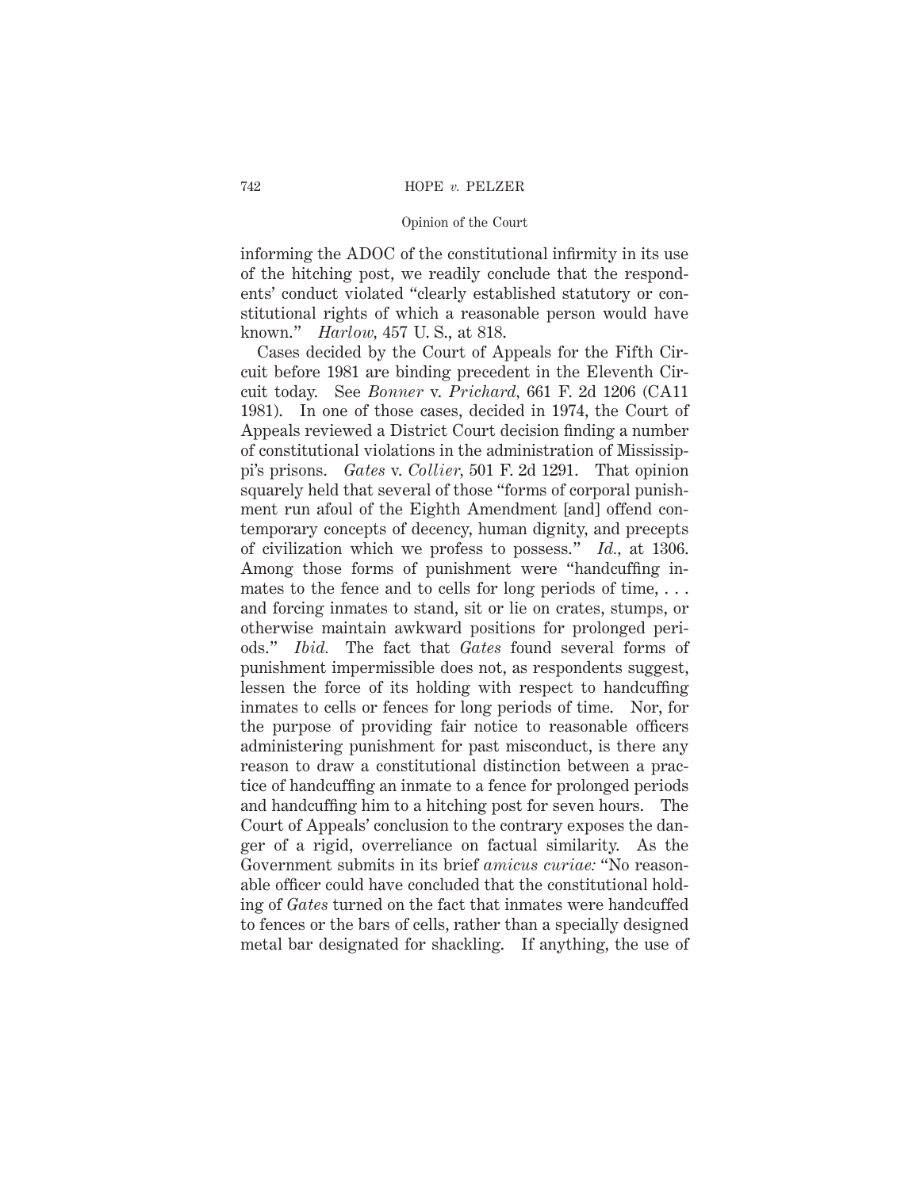informing the ADOC of the constitutional infirmity in its use of the hitching post, we readily conclude that the respondents' conduct violated "clearly established statutory or constitutional rights of which a reasonable person would have known." *Harlow,* 457 U. S., at 818.

Cases decided by the Court of Appeals for the Fifth Circuit before 1981 are binding precedent in the Eleventh Circuit today. See *Bonner* v. *Prichard,* 661 F. 2d 1206 (CA11 1981). In one of those cases, decided in 1974, the Court of Appeals reviewed a District Court decision finding a number of constitutional violations in the administration of Mississippi's prisons. *Gates* v. *Collier,* 501 F. 2d 1291. That opinion squarely held that several of those "forms of corporal punishment run afoul of the Eighth Amendment [and] offend contemporary concepts of decency, human dignity, and precepts of civilization which we profess to possess." *Id.,* at 1306. Among those forms of punishment were "handcuffing inmates to the fence and to cells for long periods of time, . . . and forcing inmates to stand, sit or lie on crates, stumps, or otherwise maintain awkward positions for prolonged periods." *Ibid.* The fact that *Gates* found several forms of punishment impermissible does not, as respondents suggest, lessen the force of its holding with respect to handcuffing inmates to cells or fences for long periods of time. Nor, for the purpose of providing fair notice to reasonable officers administering punishment for past misconduct, is there any reason to draw a constitutional distinction between a practice of handcuffing an inmate to a fence for prolonged periods and handcuffing him to a hitching post for seven hours. The Court of Appeals' conclusion to the contrary exposes the danger of a rigid, overreliance on factual similarity. As the Government submits in its brief *amicus curiae:* "No reasonable officer could have concluded that the constitutional holding of *Gates* turned on the fact that inmates were handcuffed to fences or the bars of cells, rather than a specially designed metal bar designated for shackling. If anything, the use of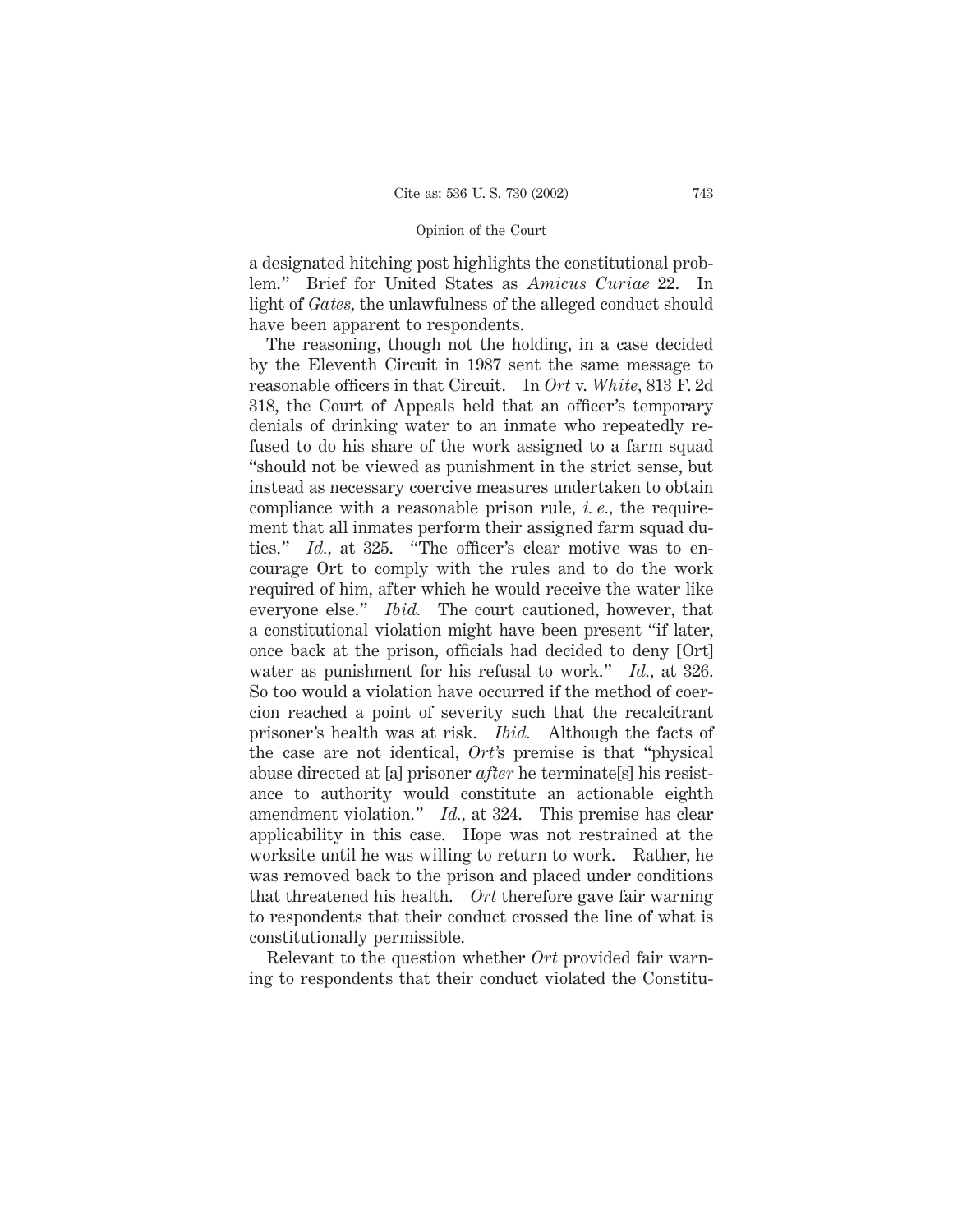a designated hitching post highlights the constitutional problem." Brief for United States as *Amicus Curiae* 22. In light of *Gates*, the unlawfulness of the alleged conduct should have been apparent to respondents.

The reasoning, though not the holding, in a case decided by the Eleventh Circuit in 1987 sent the same message to reasonable officers in that Circuit. In *Ort* v. *White*, 813 F. 2d 318, the Court of Appeals held that an officer's temporary denials of drinking water to an inmate who repeatedly refused to do his share of the work assigned to a farm squad "should not be viewed as punishment in the strict sense, but instead as necessary coercive measures undertaken to obtain compliance with a reasonable prison rule, *i. e.*, the requirement that all inmates perform their assigned farm squad duties." *Id.*, at 325. "The officer's clear motive was to encourage Ort to comply with the rules and to do the work required of him, after which he would receive the water like everyone else." *Ibid.* The court cautioned, however, that a constitutional violation might have been present "if later, once back at the prison, officials had decided to deny [Ort] water as punishment for his refusal to work." *Id.*, at 326. So too would a violation have occurred if the method of coercion reached a point of severity such that the recalcitrant prisoner's health was at risk. *Ibid.* Although the facts of the case are not identical, *Ort*'s premise is that "physical abuse directed at [a] prisoner *after* he terminate[s] his resistance to authority would constitute an actionable eighth amendment violation." *Id.*, at 324. This premise has clear applicability in this case. Hope was not restrained at the worksite until he was willing to return to work. Rather, he was removed back to the prison and placed under conditions that threatened his health. *Ort* therefore gave fair warning to respondents that their conduct crossed the line of what is constitutionally permissible.

Relevant to the question whether *Ort* provided fair warning to respondents that their conduct violated the Constitu-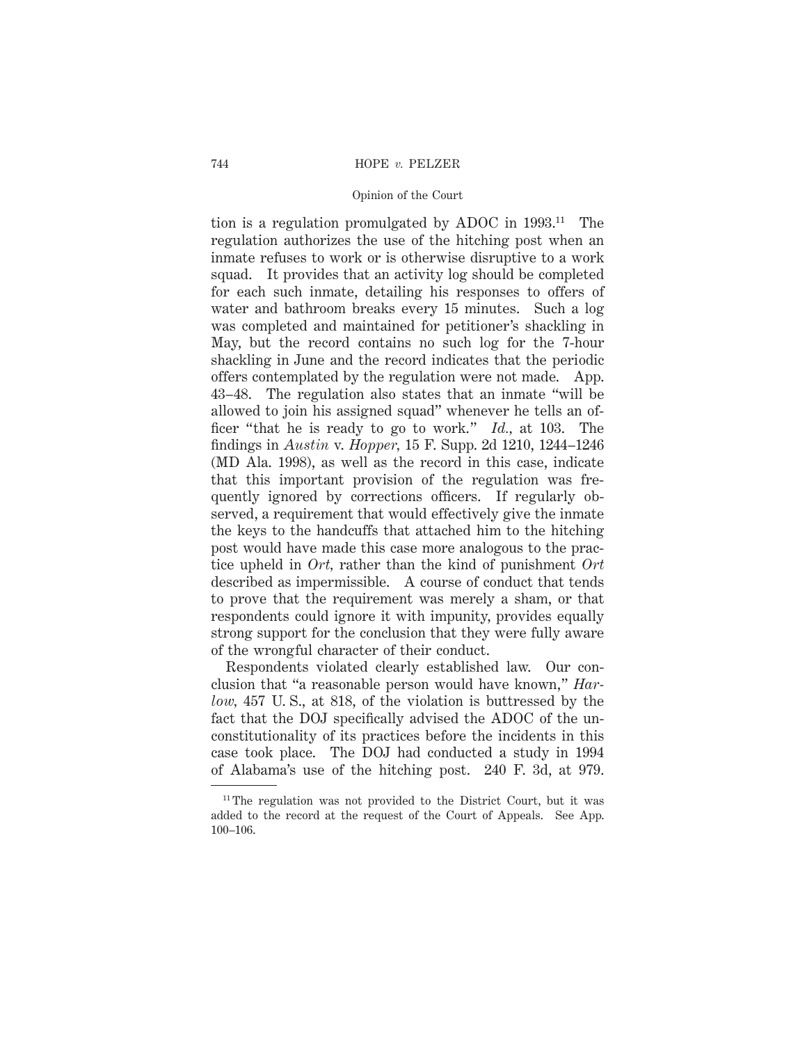tion is a regulation promulgated by ADOC in 1993.[11] The regulation authorizes the use of the hitching post when an inmate refuses to work or is otherwise disruptive to a work squad. It provides that an activity log should be completed for each such inmate, detailing his responses to offers of water and bathroom breaks every 15 minutes. Such a log was completed and maintained for petitioner's shackling in May, but the record contains no such log for the 7-hour shackling in June and the record indicates that the periodic offers contemplated by the regulation were not made. App. 43–48. The regulation also states that an inmate "will be allowed to join his assigned squad" whenever he tells an officer "that he is ready to go to work." *Id.*, at 103. The findings in *Austin* v. *Hopper*, 15 F. Supp. 2d 1210, 1244–1246 (MD Ala. 1998), as well as the record in this case, indicate that this important provision of the regulation was frequently ignored by corrections officers. If regularly observed, a requirement that would effectively give the inmate the keys to the handcuffs that attached him to the hitching post would have made this case more analogous to the practice upheld in *Ort*, rather than the kind of punishment *Ort* described as impermissible. A course of conduct that tends to prove that the requirement was merely a sham, or that respondents could ignore it with impunity, provides equally strong support for the conclusion that they were fully aware of the wrongful character of their conduct.

Respondents violated clearly established law. Our conclusion that "a reasonable person would have known," *Harlow*, 457 U. S., at 818, of the violation is buttressed by the fact that the DOJ specifically advised the ADOC of the unconstitutionality of its practices before the incidents in this case took place. The DOJ had conducted a study in 1994 of Alabama's use of the hitching post. 240 F. 3d, at 979.

[11] The regulation was not provided to the District Court, but it was added to the record at the request of the Court of Appeals. See App. 100–106.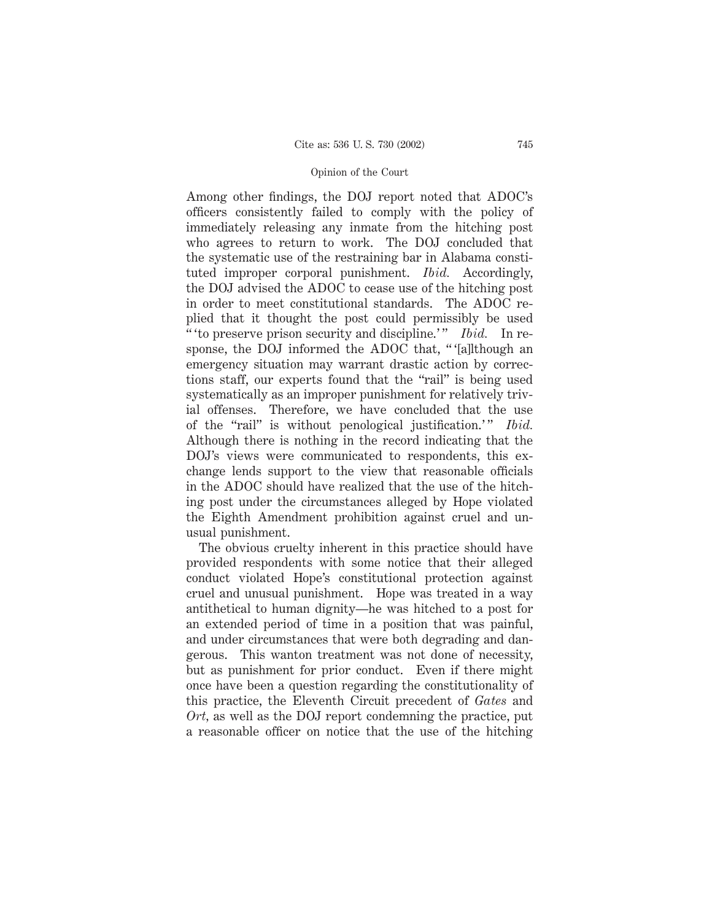Among other findings, the DOJ report noted that ADOC's officers consistently failed to comply with the policy of immediately releasing any inmate from the hitching post who agrees to return to work. The DOJ concluded that the systematic use of the restraining bar in Alabama constituted improper corporal punishment. *Ibid.* Accordingly, the DOJ advised the ADOC to cease use of the hitching post in order to meet constitutional standards. The ADOC replied that it thought the post could permissibly be used " 'to preserve prison security and discipline.' " *Ibid.* In response, the DOJ informed the ADOC that, " '[a]lthough an emergency situation may warrant drastic action by corrections staff, our experts found that the "rail" is being used systematically as an improper punishment for relatively trivial offenses. Therefore, we have concluded that the use of the "rail" is without penological justification.' " *Ibid.* Although there is nothing in the record indicating that the DOJ's views were communicated to respondents, this exchange lends support to the view that reasonable officials in the ADOC should have realized that the use of the hitching post under the circumstances alleged by Hope violated the Eighth Amendment prohibition against cruel and unusual punishment.

The obvious cruelty inherent in this practice should have provided respondents with some notice that their alleged conduct violated Hope's constitutional protection against cruel and unusual punishment. Hope was treated in a way antithetical to human dignity—he was hitched to a post for an extended period of time in a position that was painful, and under circumstances that were both degrading and dangerous. This wanton treatment was not done of necessity, but as punishment for prior conduct. Even if there might once have been a question regarding the constitutionality of this practice, the Eleventh Circuit precedent of *Gates* and *Ort*, as well as the DOJ report condemning the practice, put a reasonable officer on notice that the use of the hitching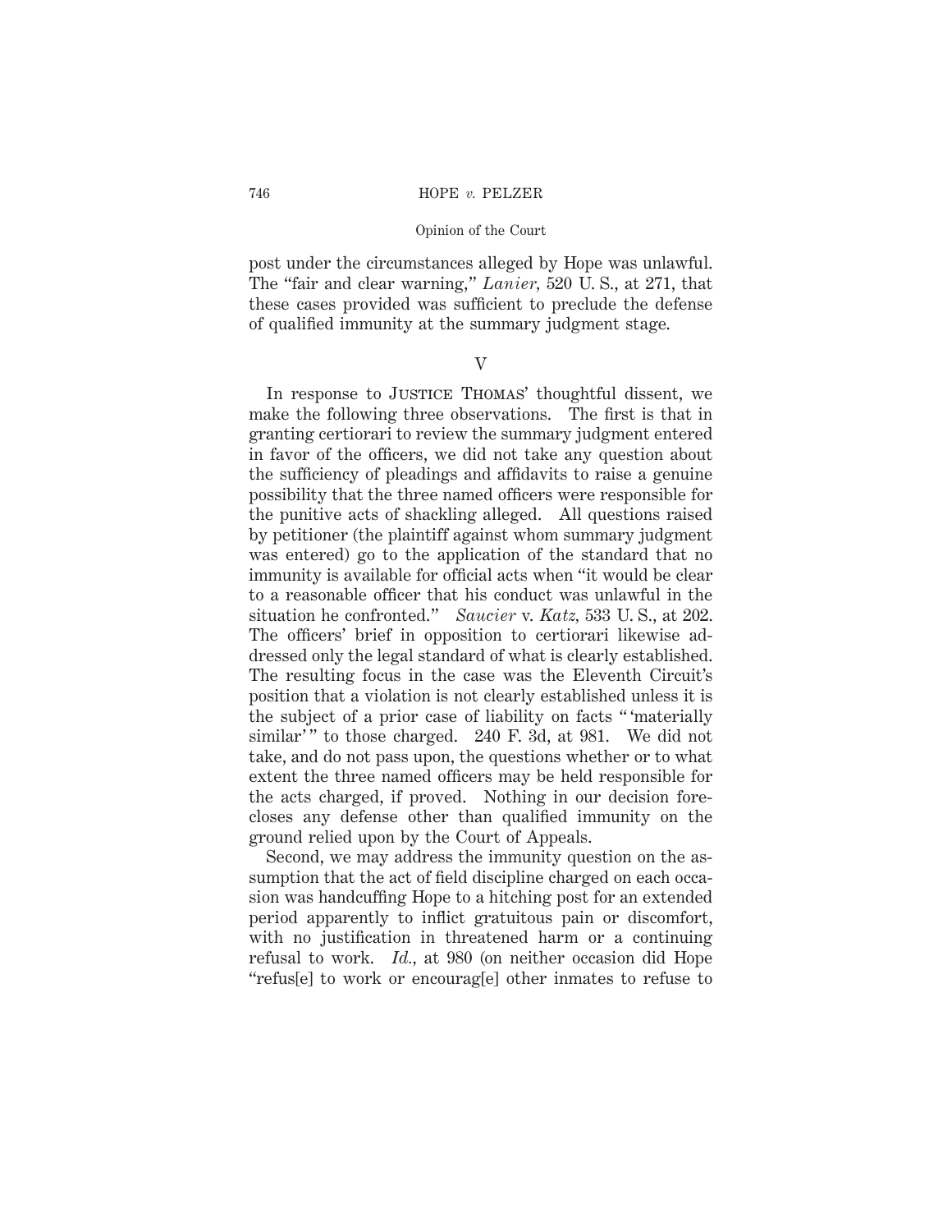post under the circumstances alleged by Hope was unlawful. The "fair and clear warning," *Lanier*, 520 U. S., at 271, that these cases provided was sufficient to preclude the defense of qualified immunity at the summary judgment stage.

## V

In response to Justice Thomas' thoughtful dissent, we make the following three observations. The first is that in granting certiorari to review the summary judgment entered in favor of the officers, we did not take any question about the sufficiency of pleadings and affidavits to raise a genuine possibility that the three named officers were responsible for the punitive acts of shackling alleged. All questions raised by petitioner (the plaintiff against whom summary judgment was entered) go to the application of the standard that no immunity is available for official acts when "it would be clear to a reasonable officer that his conduct was unlawful in the situation he confronted." *Saucier* v. *Katz*, 533 U. S., at 202. The officers' brief in opposition to certiorari likewise addressed only the legal standard of what is clearly established. The resulting focus in the case was the Eleventh Circuit's position that a violation is not clearly established unless it is the subject of a prior case of liability on facts " 'materially similar' " to those charged. 240 F. 3d, at 981. We did not take, and do not pass upon, the questions whether or to what extent the three named officers may be held responsible for the acts charged, if proved. Nothing in our decision forecloses any defense other than qualified immunity on the ground relied upon by the Court of Appeals.

Second, we may address the immunity question on the assumption that the act of field discipline charged on each occasion was handcuffing Hope to a hitching post for an extended period apparently to inflict gratuitous pain or discomfort, with no justification in threatened harm or a continuing refusal to work. *Id.*, at 980 (on neither occasion did Hope "refus[e] to work or encourag[e] other inmates to refuse to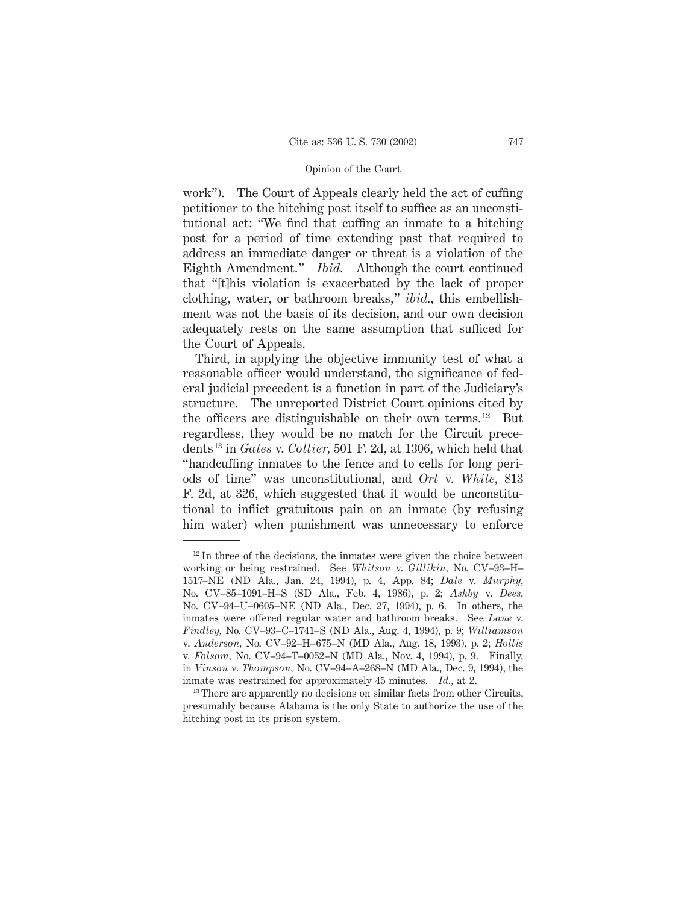work"). The Court of Appeals clearly held the act of cuffing petitioner to the hitching post itself to suffice as an unconstitutional act: "We find that cuffing an inmate to a hitching post for a period of time extending past that required to address an immediate danger or threat is a violation of the Eighth Amendment." *Ibid.* Although the court continued that "[t]his violation is exacerbated by the lack of proper clothing, water, or bathroom breaks," *ibid.*, this embellishment was not the basis of its decision, and our own decision adequately rests on the same assumption that sufficed for the Court of Appeals.

Third, in applying the objective immunity test of what a reasonable officer would understand, the significance of federal judicial precedent is a function in part of the Judiciary's structure. The unreported District Court opinions cited by the officers are distinguishable on their own terms.[12] But regardless, they would be no match for the Circuit precedents[13] in *Gates* v. *Collier*, 501 F. 2d, at 1306, which held that "handcuffing inmates to the fence and to cells for long periods of time" was unconstitutional, and *Ort* v. *White*, 813 F. 2d, at 326, which suggested that it would be unconstitutional to inflict gratuitous pain on an inmate (by refusing him water) when punishment was unnecessary to enforce

---

[12] In three of the decisions, the inmates were given the choice between working or being restrained. See *Whitson* v. *Gillikin*, No. CV–93–H–1517–NE (ND Ala., Jan. 24, 1994), p. 4, App. 84; *Dale* v. *Murphy*, No. CV–85–1091–H–S (SD Ala., Feb. 4, 1986), p. 2; *Ashby* v. *Dees*, No. CV–94–U–0605–NE (ND Ala., Dec. 27, 1994), p. 6. In others, the inmates were offered regular water and bathroom breaks. See *Lane* v. *Findley*, No. CV–93–C–1741–S (ND Ala., Aug. 4, 1994), p. 9; *Williamson* v. *Anderson*, No. CV–92–H–675–N (MD Ala., Aug. 18, 1993), p. 2; *Hollis* v. *Folsom*, No. CV–94–T–0052–N (MD Ala., Nov. 4, 1994), p. 9. Finally, in *Vinson* v. *Thompson*, No. CV–94–A–268–N (MD Ala., Dec. 9, 1994), the inmate was restrained for approximately 45 minutes. *Id.*, at 2.

[13] There are apparently no decisions on similar facts from other Circuits, presumably because Alabama is the only State to authorize the use of the hitching post in its prison system.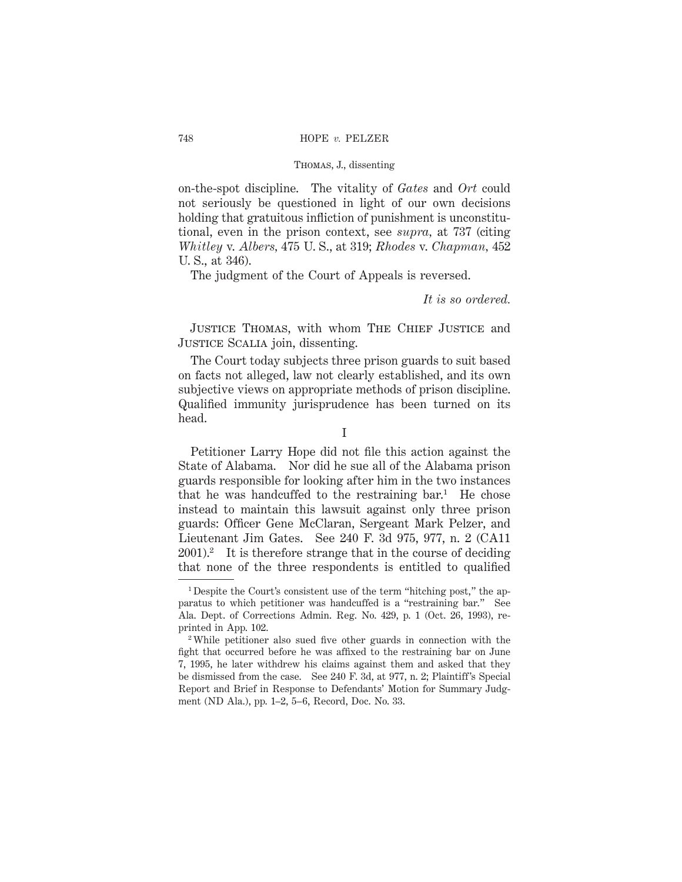on-the-spot discipline. The vitality of *Gates* and *Ort* could not seriously be questioned in light of our own decisions holding that gratuitous infliction of punishment is unconstitutional, even in the prison context, see *supra*, at 737 (citing *Whitley* v. *Albers*, 475 U. S., at 319; *Rhodes* v. *Chapman*, 452 U. S., at 346).

The judgment of the Court of Appeals is reversed.

*It is so ordered.*

Justice Thomas, with whom The Chief Justice and Justice Scalia join, dissenting.

The Court today subjects three prison guards to suit based on facts not alleged, law not clearly established, and its own subjective views on appropriate methods of prison discipline. Qualified immunity jurisprudence has been turned on its head.

## I

Petitioner Larry Hope did not file this action against the State of Alabama. Nor did he sue all of the Alabama prison guards responsible for looking after him in the two instances that he was handcuffed to the restraining bar.[1] He chose instead to maintain this lawsuit against only three prison guards: Officer Gene McClaran, Sergeant Mark Pelzer, and Lieutenant Jim Gates. See 240 F. 3d 975, 977, n. 2 (CA11 2001).[2] It is therefore strange that in the course of deciding that none of the three respondents is entitled to qualified

---

[1] Despite the Court's consistent use of the term "hitching post," the apparatus to which petitioner was handcuffed is a "restraining bar." See Ala. Dept. of Corrections Admin. Reg. No. 429, p. 1 (Oct. 26, 1993), reprinted in App. 102.

[2] While petitioner also sued five other guards in connection with the fight that occurred before he was affixed to the restraining bar on June 7, 1995, he later withdrew his claims against them and asked that they be dismissed from the case. See 240 F. 3d, at 977, n. 2; Plaintiff's Special Report and Brief in Response to Defendants' Motion for Summary Judgment (ND Ala.), pp. 1–2, 5–6, Record, Doc. No. 33.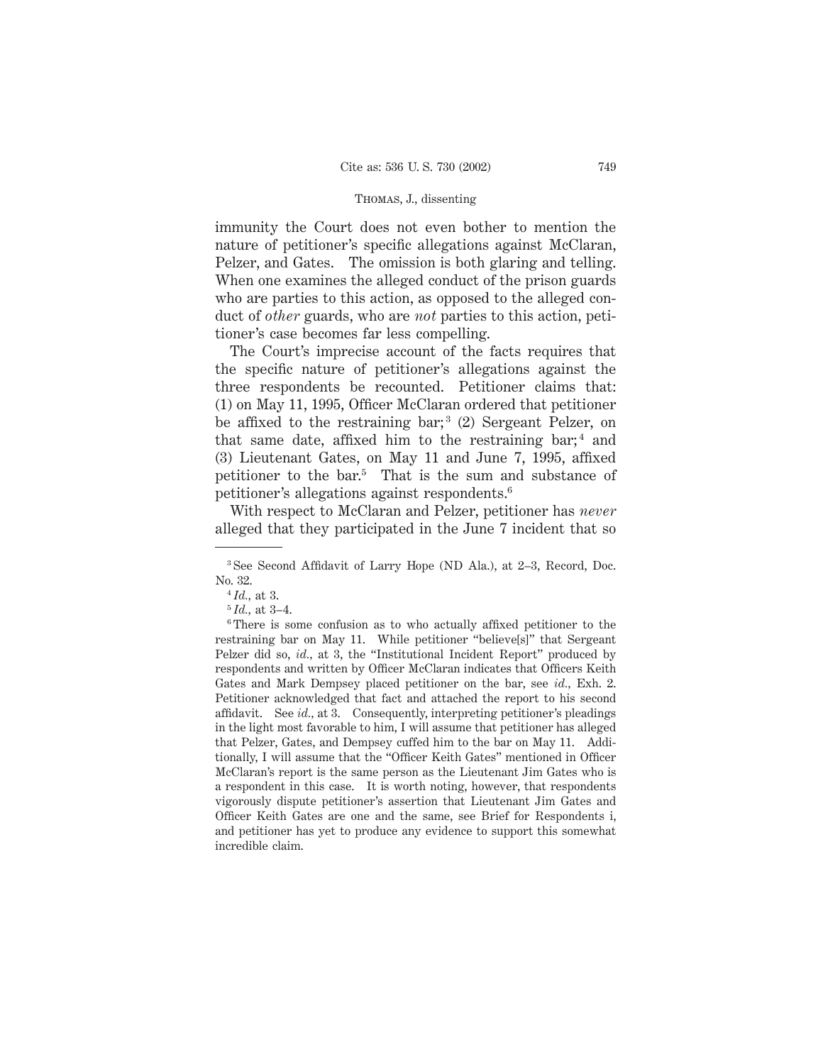immunity the Court does not even bother to mention the nature of petitioner's specific allegations against McClaran, Pelzer, and Gates. The omission is both glaring and telling. When one examines the alleged conduct of the prison guards who are parties to this action, as opposed to the alleged conduct of *other* guards, who are *not* parties to this action, petitioner's case becomes far less compelling.

The Court's imprecise account of the facts requires that the specific nature of petitioner's allegations against the three respondents be recounted. Petitioner claims that: (1) on May 11, 1995, Officer McClaran ordered that petitioner be affixed to the restraining bar;[3] (2) Sergeant Pelzer, on that same date, affixed him to the restraining bar;[4] and (3) Lieutenant Gates, on May 11 and June 7, 1995, affixed petitioner to the bar.[5] That is the sum and substance of petitioner's allegations against respondents.[6]

With respect to McClaran and Pelzer, petitioner has *never* alleged that they participated in the June 7 incident that so

---

[3] See Second Affidavit of Larry Hope (ND Ala.), at 2–3, Record, Doc. No. 32.

[4] *Id.,* at 3.

[5] *Id.,* at 3–4.

[6] There is some confusion as to who actually affixed petitioner to the restraining bar on May 11. While petitioner "believe[s]" that Sergeant Pelzer did so, *id.,* at 3, the "Institutional Incident Report" produced by respondents and written by Officer McClaran indicates that Officers Keith Gates and Mark Dempsey placed petitioner on the bar, see *id.,* Exh. 2. Petitioner acknowledged that fact and attached the report to his second affidavit. See *id.,* at 3. Consequently, interpreting petitioner's pleadings in the light most favorable to him, I will assume that petitioner has alleged that Pelzer, Gates, and Dempsey cuffed him to the bar on May 11. Additionally, I will assume that the "Officer Keith Gates" mentioned in Officer McClaran's report is the same person as the Lieutenant Jim Gates who is a respondent in this case. It is worth noting, however, that respondents vigorously dispute petitioner's assertion that Lieutenant Jim Gates and Officer Keith Gates are one and the same, see Brief for Respondents i, and petitioner has yet to produce any evidence to support this somewhat incredible claim.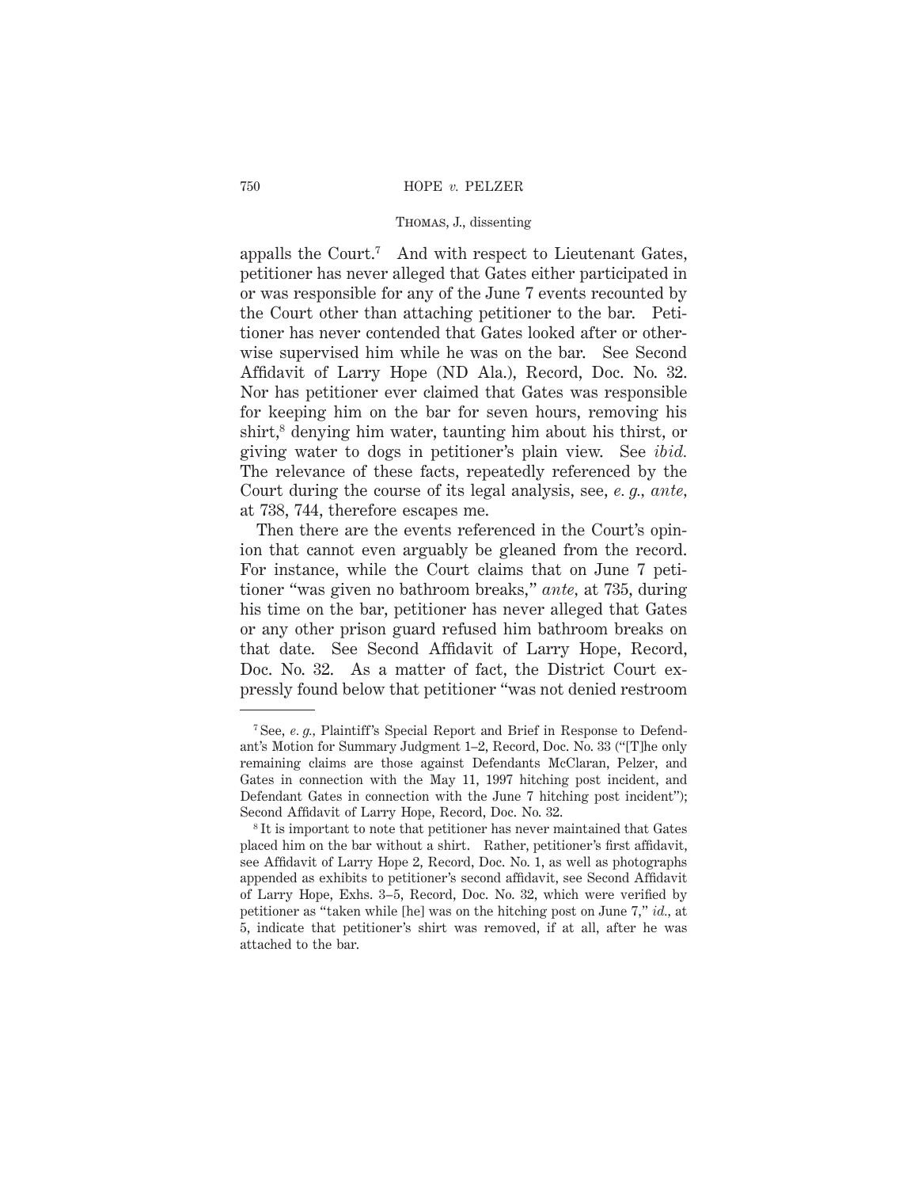appalls the Court.[7] And with respect to Lieutenant Gates, petitioner has never alleged that Gates either participated in or was responsible for any of the June 7 events recounted by the Court other than attaching petitioner to the bar. Petitioner has never contended that Gates looked after or otherwise supervised him while he was on the bar. See Second Affidavit of Larry Hope (ND Ala.), Record, Doc. No. 32. Nor has petitioner ever claimed that Gates was responsible for keeping him on the bar for seven hours, removing his shirt,[8] denying him water, taunting him about his thirst, or giving water to dogs in petitioner's plain view. See *ibid.* The relevance of these facts, repeatedly referenced by the Court during the course of its legal analysis, see, *e. g., ante,* at 738, 744, therefore escapes me.

Then there are the events referenced in the Court's opinion that cannot even arguably be gleaned from the record. For instance, while the Court claims that on June 7 petitioner "was given no bathroom breaks," *ante,* at 735, during his time on the bar, petitioner has never alleged that Gates or any other prison guard refused him bathroom breaks on that date. See Second Affidavit of Larry Hope, Record, Doc. No. 32. As a matter of fact, the District Court expressly found below that petitioner "was not denied restroom

---

[7] See, *e. g.,* Plaintiff's Special Report and Brief in Response to Defendant's Motion for Summary Judgment 1–2, Record, Doc. No. 33 ("[T]he only remaining claims are those against Defendants McClaran, Pelzer, and Gates in connection with the May 11, 1997 hitching post incident, and Defendant Gates in connection with the June 7 hitching post incident"); Second Affidavit of Larry Hope, Record, Doc. No. 32.

[8] It is important to note that petitioner has never maintained that Gates placed him on the bar without a shirt. Rather, petitioner's first affidavit, see Affidavit of Larry Hope 2, Record, Doc. No. 1, as well as photographs appended as exhibits to petitioner's second affidavit, see Second Affidavit of Larry Hope, Exhs. 3–5, Record, Doc. No. 32, which were verified by petitioner as "taken while [he] was on the hitching post on June 7," *id.,* at 5, indicate that petitioner's shirt was removed, if at all, after he was attached to the bar.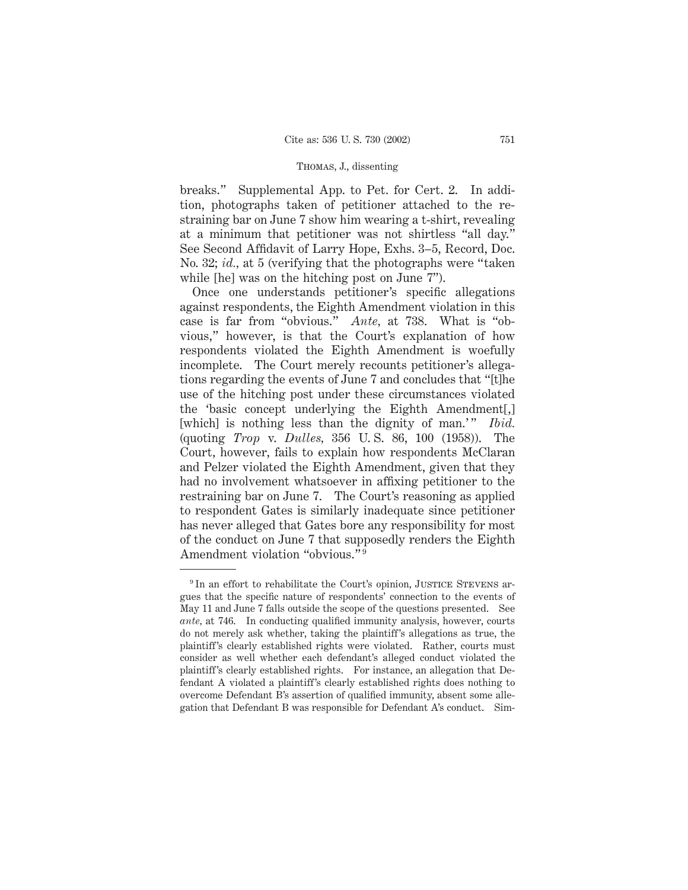breaks." Supplemental App. to Pet. for Cert. 2. In addition, photographs taken of petitioner attached to the restraining bar on June 7 show him wearing a t-shirt, revealing at a minimum that petitioner was not shirtless "all day." See Second Affidavit of Larry Hope, Exhs. 3–5, Record, Doc. No. 32; *id.*, at 5 (verifying that the photographs were "taken while [he] was on the hitching post on June 7").

Once one understands petitioner's specific allegations against respondents, the Eighth Amendment violation in this case is far from "obvious." *Ante*, at 738. What is "obvious," however, is that the Court's explanation of how respondents violated the Eighth Amendment is woefully incomplete. The Court merely recounts petitioner's allegations regarding the events of June 7 and concludes that "[t]he use of the hitching post under these circumstances violated the 'basic concept underlying the Eighth Amendment[,] [which] is nothing less than the dignity of man.'" *Ibid.* (quoting *Trop* v. *Dulles*, 356 U. S. 86, 100 (1958)). The Court, however, fails to explain how respondents McClaran and Pelzer violated the Eighth Amendment, given that they had no involvement whatsoever in affixing petitioner to the restraining bar on June 7. The Court's reasoning as applied to respondent Gates is similarly inadequate since petitioner has never alleged that Gates bore any responsibility for most of the conduct on June 7 that supposedly renders the Eighth Amendment violation "obvious."[9]

---

[9] In an effort to rehabilitate the Court's opinion, Justice Stevens argues that the specific nature of respondents' connection to the events of May 11 and June 7 falls outside the scope of the questions presented. See *ante*, at 746. In conducting qualified immunity analysis, however, courts do not merely ask whether, taking the plaintiff's allegations as true, the plaintiff's clearly established rights were violated. Rather, courts must consider as well whether each defendant's alleged conduct violated the plaintiff's clearly established rights. For instance, an allegation that Defendant A violated a plaintiff's clearly established rights does nothing to overcome Defendant B's assertion of qualified immunity, absent some allegation that Defendant B was responsible for Defendant A's conduct. Sim-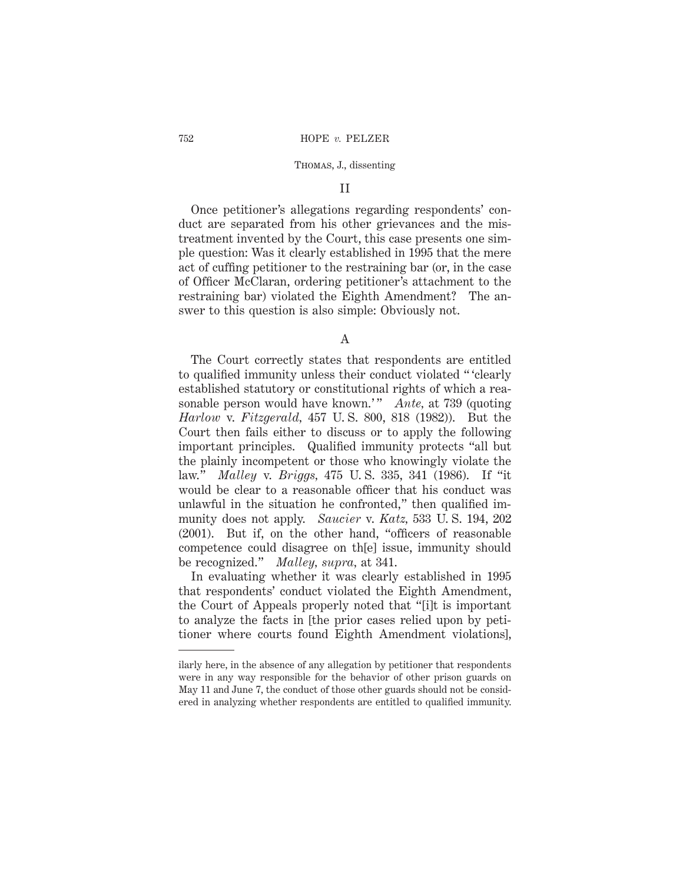## II

Once petitioner's allegations regarding respondents' conduct are separated from his other grievances and the mistreatment invented by the Court, this case presents one simple question: Was it clearly established in 1995 that the mere act of cuffing petitioner to the restraining bar (or, in the case of Officer McClaran, ordering petitioner's attachment to the restraining bar) violated the Eighth Amendment? The answer to this question is also simple: Obviously not.

### A

The Court correctly states that respondents are entitled to qualified immunity unless their conduct violated " 'clearly established statutory or constitutional rights of which a reasonable person would have known.' " *Ante,* at 739 (quoting *Harlow* v. *Fitzgerald,* 457 U. S. 800, 818 (1982)). But the Court then fails either to discuss or to apply the following important principles. Qualified immunity protects "all but the plainly incompetent or those who knowingly violate the law." *Malley* v. *Briggs,* 475 U. S. 335, 341 (1986). If "it would be clear to a reasonable officer that his conduct was unlawful in the situation he confronted," then qualified immunity does not apply. *Saucier* v. *Katz,* 533 U. S. 194, 202 (2001). But if, on the other hand, "officers of reasonable competence could disagree on th[e] issue, immunity should be recognized." *Malley, supra,* at 341.

In evaluating whether it was clearly established in 1995 that respondents' conduct violated the Eighth Amendment, the Court of Appeals properly noted that "[i]t is important to analyze the facts in [the prior cases relied upon by petitioner where courts found Eighth Amendment violations],

---

ilarly here, in the absence of any allegation by petitioner that respondents were in any way responsible for the behavior of other prison guards on May 11 and June 7, the conduct of those other guards should not be considered in analyzing whether respondents are entitled to qualified immunity.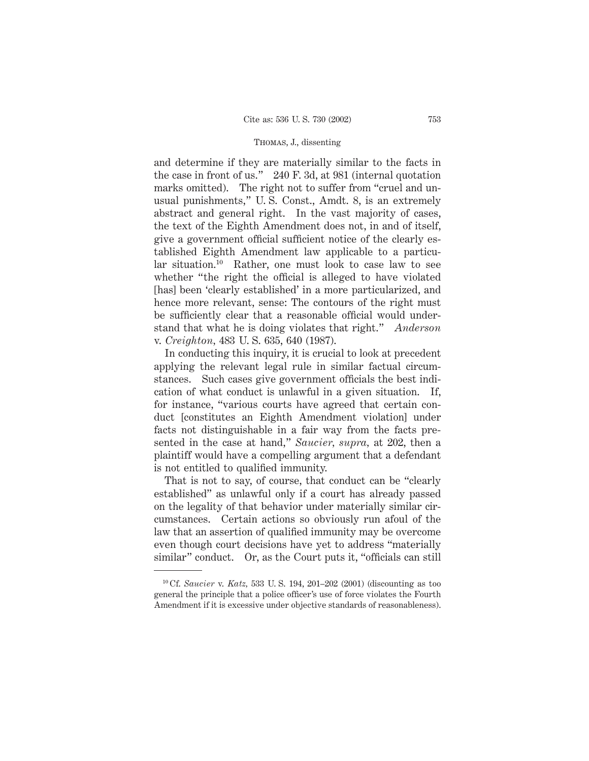and determine if they are materially similar to the facts in the case in front of us." 240 F. 3d, at 981 (internal quotation marks omitted). The right not to suffer from "cruel and unusual punishments," U. S. Const., Amdt. 8, is an extremely abstract and general right. In the vast majority of cases, the text of the Eighth Amendment does not, in and of itself, give a government official sufficient notice of the clearly established Eighth Amendment law applicable to a particular situation.[10] Rather, one must look to case law to see whether "the right the official is alleged to have violated [has] been 'clearly established' in a more particularized, and hence more relevant, sense: The contours of the right must be sufficiently clear that a reasonable official would understand that what he is doing violates that right." *Anderson* v. *Creighton,* 483 U. S. 635, 640 (1987).

In conducting this inquiry, it is crucial to look at precedent applying the relevant legal rule in similar factual circumstances. Such cases give government officials the best indication of what conduct is unlawful in a given situation. If, for instance, "various courts have agreed that certain conduct [constitutes an Eighth Amendment violation] under facts not distinguishable in a fair way from the facts presented in the case at hand," *Saucier, supra,* at 202, then a plaintiff would have a compelling argument that a defendant is not entitled to qualified immunity.

That is not to say, of course, that conduct can be "clearly established" as unlawful only if a court has already passed on the legality of that behavior under materially similar circumstances. Certain actions so obviously run afoul of the law that an assertion of qualified immunity may be overcome even though court decisions have yet to address "materially similar" conduct. Or, as the Court puts it, "officials can still

---

[10] Cf. *Saucier* v. *Katz,* 533 U. S. 194, 201–202 (2001) (discounting as too general the principle that a police officer's use of force violates the Fourth Amendment if it is excessive under objective standards of reasonableness).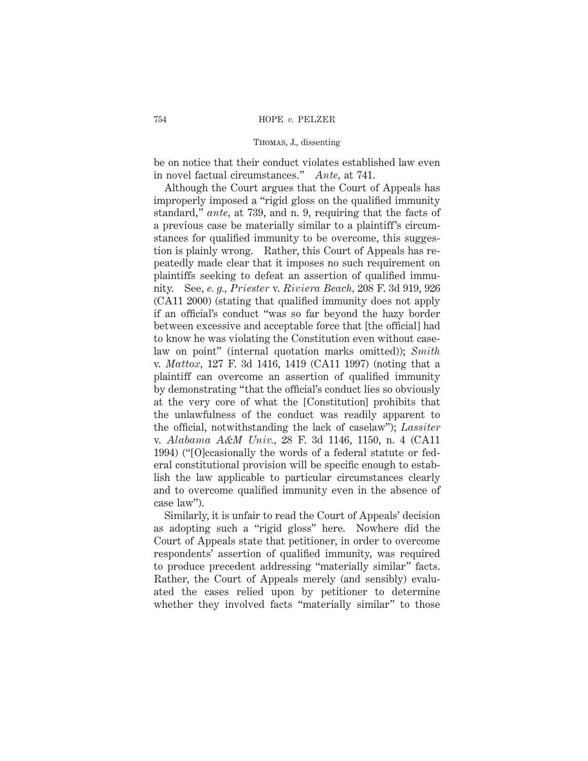be on notice that their conduct violates established law even in novel factual circumstances." *Ante,* at 741.

Although the Court argues that the Court of Appeals has improperly imposed a "rigid gloss on the qualified immunity standard," *ante,* at 739, and n. 9, requiring that the facts of a previous case be materially similar to a plaintiff's circumstances for qualified immunity to be overcome, this suggestion is plainly wrong. Rather, this Court of Appeals has repeatedly made clear that it imposes no such requirement on plaintiffs seeking to defeat an assertion of qualified immunity. See, *e. g., Priester* v. *Riviera Beach,* 208 F. 3d 919, 926 (CA11 2000) (stating that qualified immunity does not apply if an official's conduct "was so far beyond the hazy border between excessive and acceptable force that [the official] had to know he was violating the Constitution even without caselaw on point" (internal quotation marks omitted)); *Smith* v. *Mattox,* 127 F. 3d 1416, 1419 (CA11 1997) (noting that a plaintiff can overcome an assertion of qualified immunity by demonstrating "that the official's conduct lies so obviously at the very core of what the [Constitution] prohibits that the unlawfulness of the conduct was readily apparent to the official, notwithstanding the lack of caselaw"); *Lassiter* v. *Alabama A&M Univ.,* 28 F. 3d 1146, 1150, n. 4 (CA11 1994) ("[O]ccasionally the words of a federal statute or federal constitutional provision will be specific enough to establish the law applicable to particular circumstances clearly and to overcome qualified immunity even in the absence of case law").

Similarly, it is unfair to read the Court of Appeals' decision as adopting such a "rigid gloss" here. Nowhere did the Court of Appeals state that petitioner, in order to overcome respondents' assertion of qualified immunity, was required to produce precedent addressing "materially similar" facts. Rather, the Court of Appeals merely (and sensibly) evaluated the cases relied upon by petitioner to determine whether they involved facts "materially similar" to those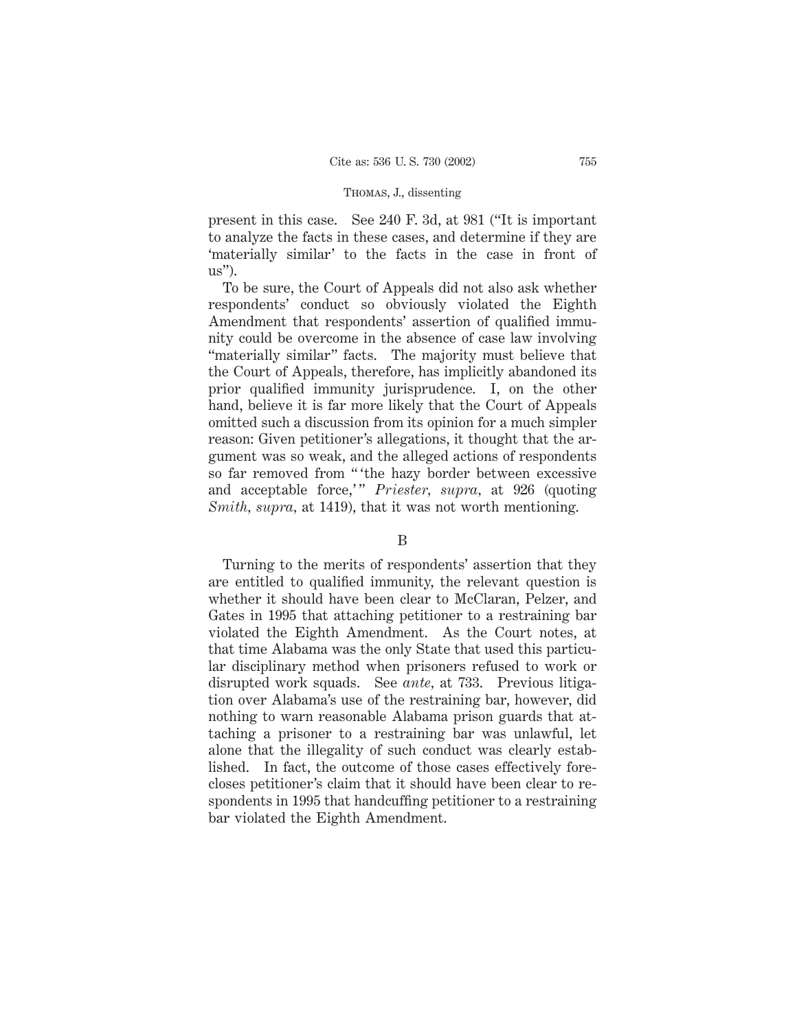present in this case. See 240 F. 3d, at 981 ("It is important to analyze the facts in these cases, and determine if they are 'materially similar' to the facts in the case in front of us").

To be sure, the Court of Appeals did not also ask whether respondents' conduct so obviously violated the Eighth Amendment that respondents' assertion of qualified immunity could be overcome in the absence of case law involving "materially similar" facts. The majority must believe that the Court of Appeals, therefore, has implicitly abandoned its prior qualified immunity jurisprudence. I, on the other hand, believe it is far more likely that the Court of Appeals omitted such a discussion from its opinion for a much simpler reason: Given petitioner's allegations, it thought that the argument was so weak, and the alleged actions of respondents so far removed from " 'the hazy border between excessive and acceptable force,' " *Priester, supra,* at 926 (quoting *Smith, supra,* at 1419), that it was not worth mentioning.

B

Turning to the merits of respondents' assertion that they are entitled to qualified immunity, the relevant question is whether it should have been clear to McClaran, Pelzer, and Gates in 1995 that attaching petitioner to a restraining bar violated the Eighth Amendment. As the Court notes, at that time Alabama was the only State that used this particular disciplinary method when prisoners refused to work or disrupted work squads. See *ante,* at 733. Previous litigation over Alabama's use of the restraining bar, however, did nothing to warn reasonable Alabama prison guards that attaching a prisoner to a restraining bar was unlawful, let alone that the illegality of such conduct was clearly established. In fact, the outcome of those cases effectively forecloses petitioner's claim that it should have been clear to respondents in 1995 that handcuffing petitioner to a restraining bar violated the Eighth Amendment.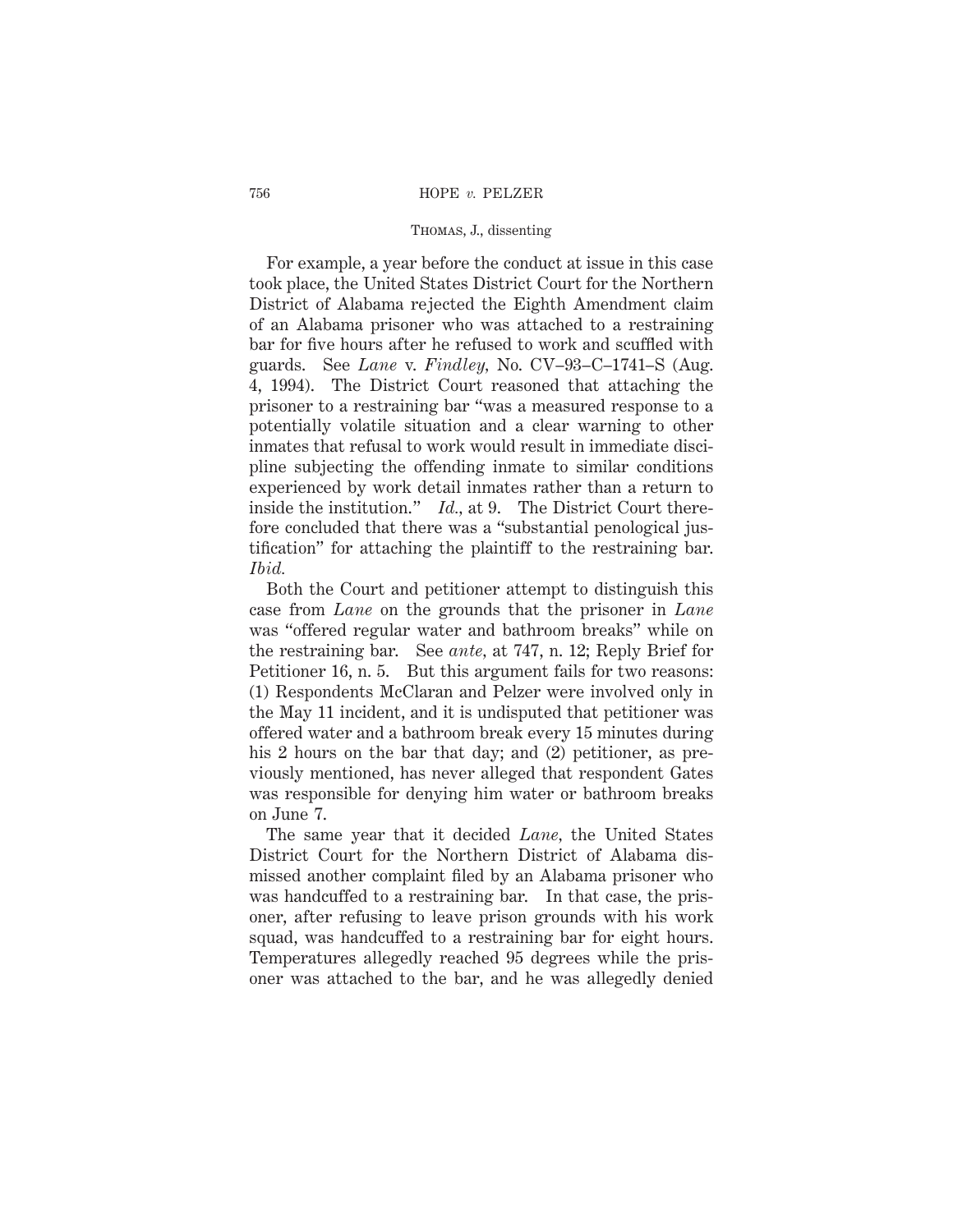For example, a year before the conduct at issue in this case took place, the United States District Court for the Northern District of Alabama rejected the Eighth Amendment claim of an Alabama prisoner who was attached to a restraining bar for five hours after he refused to work and scuffled with guards. See *Lane* v. *Findley,* No. CV–93–C–1741–S (Aug. 4, 1994). The District Court reasoned that attaching the prisoner to a restraining bar "was a measured response to a potentially volatile situation and a clear warning to other inmates that refusal to work would result in immediate discipline subjecting the offending inmate to similar conditions experienced by work detail inmates rather than a return to inside the institution." *Id.,* at 9. The District Court therefore concluded that there was a "substantial penological justification" for attaching the plaintiff to the restraining bar. *Ibid.*

Both the Court and petitioner attempt to distinguish this case from *Lane* on the grounds that the prisoner in *Lane* was "offered regular water and bathroom breaks" while on the restraining bar. See *ante,* at 747, n. 12; Reply Brief for Petitioner 16, n. 5. But this argument fails for two reasons: (1) Respondents McClaran and Pelzer were involved only in the May 11 incident, and it is undisputed that petitioner was offered water and a bathroom break every 15 minutes during his 2 hours on the bar that day; and (2) petitioner, as previously mentioned, has never alleged that respondent Gates was responsible for denying him water or bathroom breaks on June 7.

The same year that it decided *Lane,* the United States District Court for the Northern District of Alabama dismissed another complaint filed by an Alabama prisoner who was handcuffed to a restraining bar. In that case, the prisoner, after refusing to leave prison grounds with his work squad, was handcuffed to a restraining bar for eight hours. Temperatures allegedly reached 95 degrees while the prisoner was attached to the bar, and he was allegedly denied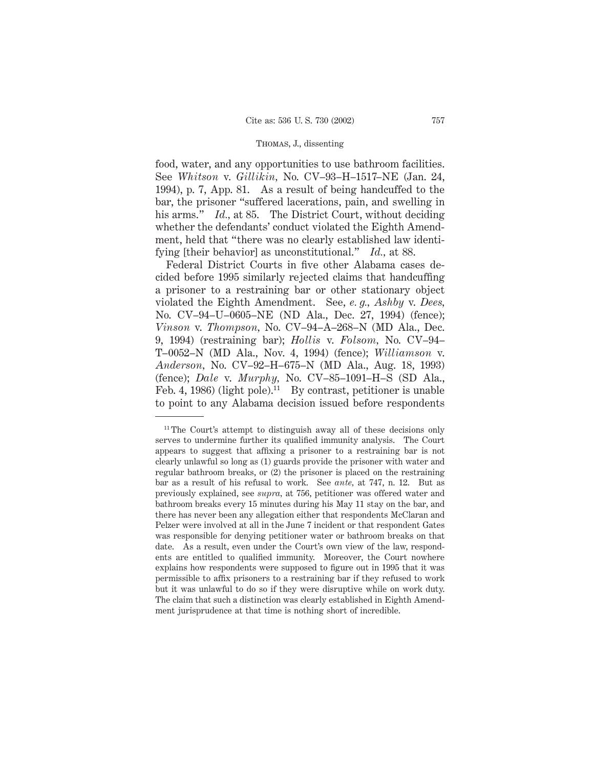food, water, and any opportunities to use bathroom facilities. See *Whitson* v. *Gillikin,* No. CV–93–H–1517–NE (Jan. 24, 1994), p. 7, App. 81. As a result of being handcuffed to the bar, the prisoner "suffered lacerations, pain, and swelling in his arms." *Id.,* at 85. The District Court, without deciding whether the defendants' conduct violated the Eighth Amendment, held that "there was no clearly established law identifying [their behavior] as unconstitutional." *Id.,* at 88.

Federal District Courts in five other Alabama cases decided before 1995 similarly rejected claims that handcuffing a prisoner to a restraining bar or other stationary object violated the Eighth Amendment. See, *e. g., Ashby* v. *Dees,* No. CV–94–U–0605–NE (ND Ala., Dec. 27, 1994) (fence); *Vinson* v. *Thompson,* No. CV–94–A–268–N (MD Ala., Dec. 9, 1994) (restraining bar); *Hollis* v. *Folsom,* No. CV–94–T–0052–N (MD Ala., Nov. 4, 1994) (fence); *Williamson* v. *Anderson,* No. CV–92–H–675–N (MD Ala., Aug. 18, 1993) (fence); *Dale* v. *Murphy,* No. CV–85–1091–H–S (SD Ala., Feb. 4, 1986) (light pole).[11] By contrast, petitioner is unable to point to any Alabama decision issued before respondents

[11] The Court's attempt to distinguish away all of these decisions only serves to undermine further its qualified immunity analysis. The Court appears to suggest that affixing a prisoner to a restraining bar is not clearly unlawful so long as (1) guards provide the prisoner with water and regular bathroom breaks, or (2) the prisoner is placed on the restraining bar as a result of his refusal to work. See *ante,* at 747, n. 12. But as previously explained, see *supra,* at 756, petitioner was offered water and bathroom breaks every 15 minutes during his May 11 stay on the bar, and there has never been any allegation either that respondents McClaran and Pelzer were involved at all in the June 7 incident or that respondent Gates was responsible for denying petitioner water or bathroom breaks on that date. As a result, even under the Court's own view of the law, respondents are entitled to qualified immunity. Moreover, the Court nowhere explains how respondents were supposed to figure out in 1995 that it was permissible to affix prisoners to a restraining bar if they refused to work but it was unlawful to do so if they were disruptive while on work duty. The claim that such a distinction was clearly established in Eighth Amendment jurisprudence at that time is nothing short of incredible.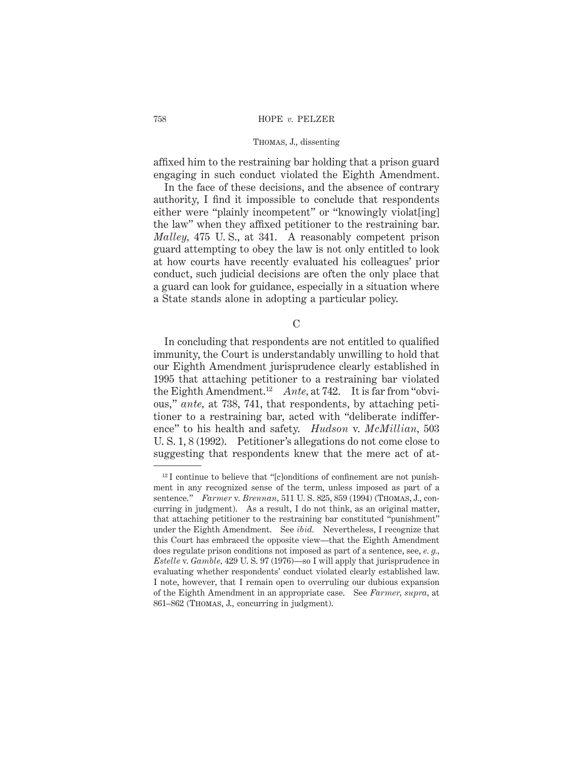affixed him to the restraining bar holding that a prison guard engaging in such conduct violated the Eighth Amendment.

In the face of these decisions, and the absence of contrary authority, I find it impossible to conclude that respondents either were "plainly incompetent" or "knowingly violat[ing] the law" when they affixed petitioner to the restraining bar. *Malley,* 475 U. S., at 341. A reasonably competent prison guard attempting to obey the law is not only entitled to look at how courts have recently evaluated his colleagues' prior conduct, such judicial decisions are often the only place that a guard can look for guidance, especially in a situation where a State stands alone in adopting a particular policy.

C

In concluding that respondents are not entitled to qualified immunity, the Court is understandably unwilling to hold that our Eighth Amendment jurisprudence clearly established in 1995 that attaching petitioner to a restraining bar violated the Eighth Amendment.[12] *Ante,* at 742. It is far from "obvious," *ante,* at 738, 741, that respondents, by attaching petitioner to a restraining bar, acted with "deliberate indifference" to his health and safety. *Hudson* v. *McMillian,* 503 U. S. 1, 8 (1992). Petitioner's allegations do not come close to suggesting that respondents knew that the mere act of at-

[12] I continue to believe that "[c]onditions of confinement are not punishment in any recognized sense of the term, unless imposed as part of a sentence." *Farmer* v. *Brennan,* 511 U. S. 825, 859 (1994) (THOMAS, J., concurring in judgment). As a result, I do not think, as an original matter, that attaching petitioner to the restraining bar constituted "punishment" under the Eighth Amendment. See *ibid.* Nevertheless, I recognize that this Court has embraced the opposite view—that the Eighth Amendment does regulate prison conditions not imposed as part of a sentence, see, *e. g., Estelle* v. *Gamble,* 429 U. S. 97 (1976)—so I will apply that jurisprudence in evaluating whether respondents' conduct violated clearly established law. I note, however, that I remain open to overruling our dubious expansion of the Eighth Amendment in an appropriate case. See *Farmer, supra,* at 861–862 (THOMAS, J., concurring in judgment).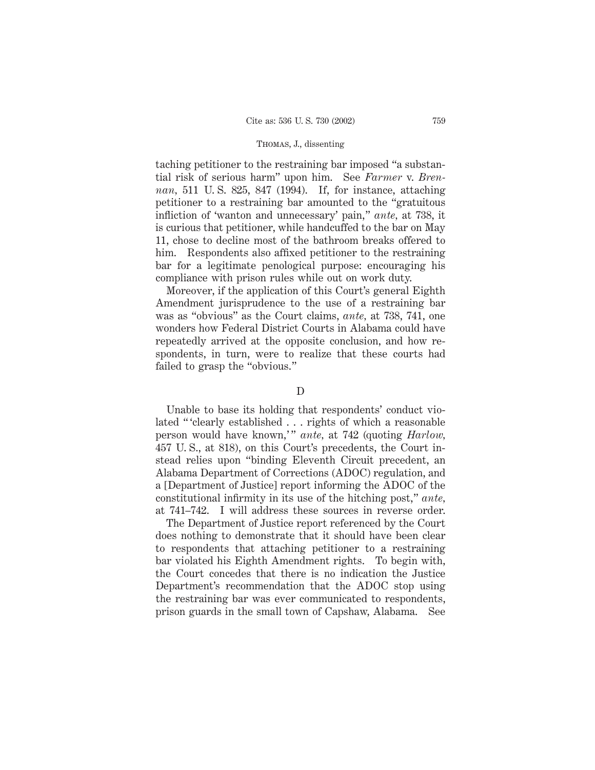taching petitioner to the restraining bar imposed "a substantial risk of serious harm" upon him. See *Farmer* v. *Brennan,* 511 U. S. 825, 847 (1994). If, for instance, attaching petitioner to a restraining bar amounted to the "gratuitous infliction of 'wanton and unnecessary' pain," *ante,* at 738, it is curious that petitioner, while handcuffed to the bar on May 11, chose to decline most of the bathroom breaks offered to him. Respondents also affixed petitioner to the restraining bar for a legitimate penological purpose: encouraging his compliance with prison rules while out on work duty.

Moreover, if the application of this Court's general Eighth Amendment jurisprudence to the use of a restraining bar was as "obvious" as the Court claims, *ante,* at 738, 741, one wonders how Federal District Courts in Alabama could have repeatedly arrived at the opposite conclusion, and how respondents, in turn, were to realize that these courts had failed to grasp the "obvious."

D

Unable to base its holding that respondents' conduct violated "'clearly established . . . rights of which a reasonable person would have known,'" *ante,* at 742 (quoting *Harlow,* 457 U. S., at 818), on this Court's precedents, the Court instead relies upon "binding Eleventh Circuit precedent, an Alabama Department of Corrections (ADOC) regulation, and a [Department of Justice] report informing the ADOC of the constitutional infirmity in its use of the hitching post," *ante,* at 741–742. I will address these sources in reverse order.

The Department of Justice report referenced by the Court does nothing to demonstrate that it should have been clear to respondents that attaching petitioner to a restraining bar violated his Eighth Amendment rights. To begin with, the Court concedes that there is no indication the Justice Department's recommendation that the ADOC stop using the restraining bar was ever communicated to respondents, prison guards in the small town of Capshaw, Alabama. See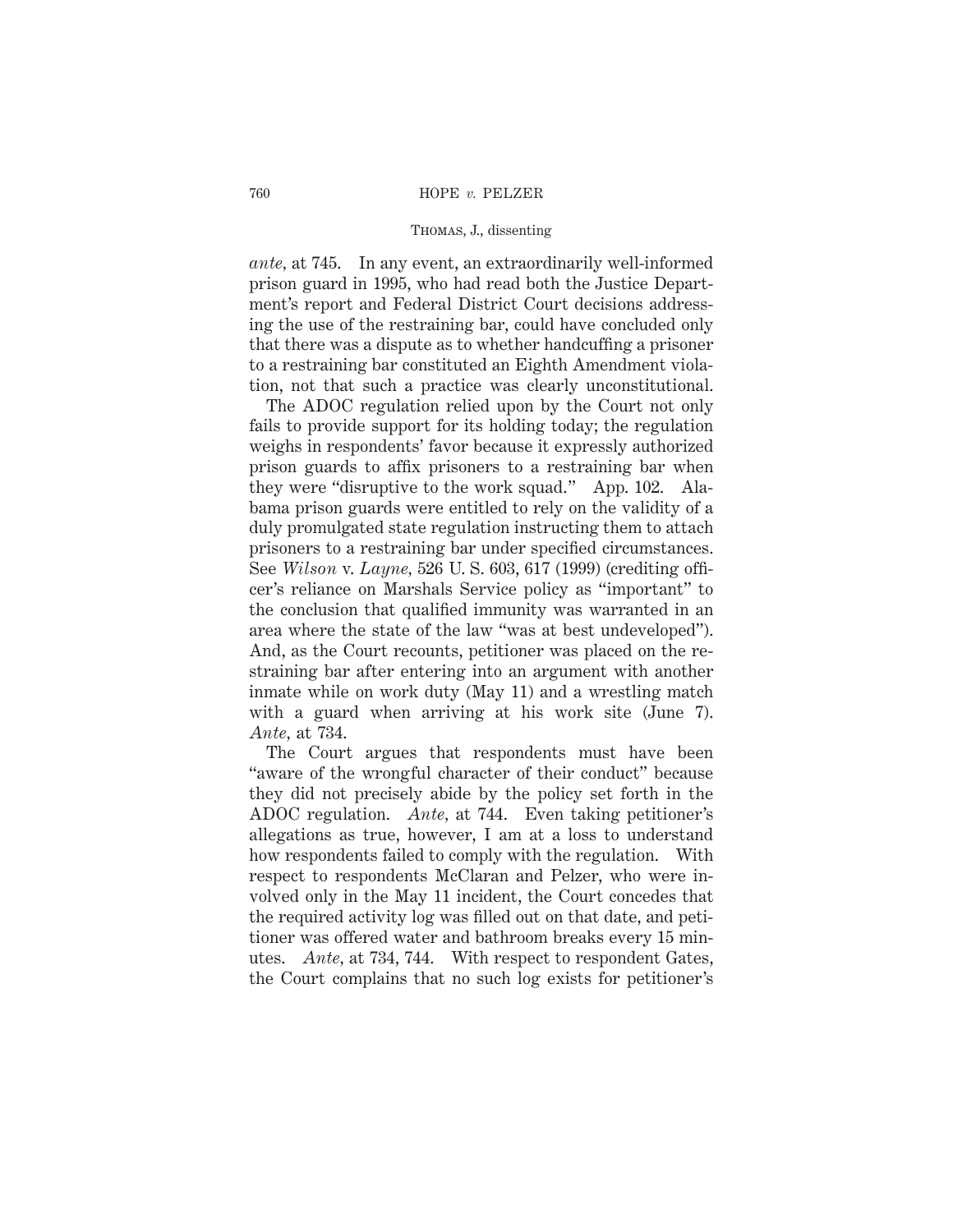*ante*, at 745. In any event, an extraordinarily well-informed prison guard in 1995, who had read both the Justice Department's report and Federal District Court decisions addressing the use of the restraining bar, could have concluded only that there was a dispute as to whether handcuffing a prisoner to a restraining bar constituted an Eighth Amendment violation, not that such a practice was clearly unconstitutional.

The ADOC regulation relied upon by the Court not only fails to provide support for its holding today; the regulation weighs in respondents' favor because it expressly authorized prison guards to affix prisoners to a restraining bar when they were "disruptive to the work squad." App. 102. Alabama prison guards were entitled to rely on the validity of a duly promulgated state regulation instructing them to attach prisoners to a restraining bar under specified circumstances. See *Wilson* v. *Layne*, 526 U. S. 603, 617 (1999) (crediting officer's reliance on Marshals Service policy as "important" to the conclusion that qualified immunity was warranted in an area where the state of the law "was at best undeveloped"). And, as the Court recounts, petitioner was placed on the restraining bar after entering into an argument with another inmate while on work duty (May 11) and a wrestling match with a guard when arriving at his work site (June 7). *Ante*, at 734.

The Court argues that respondents must have been "aware of the wrongful character of their conduct" because they did not precisely abide by the policy set forth in the ADOC regulation. *Ante*, at 744. Even taking petitioner's allegations as true, however, I am at a loss to understand how respondents failed to comply with the regulation. With respect to respondents McClaran and Pelzer, who were involved only in the May 11 incident, the Court concedes that the required activity log was filled out on that date, and petitioner was offered water and bathroom breaks every 15 minutes. *Ante*, at 734, 744. With respect to respondent Gates, the Court complains that no such log exists for petitioner's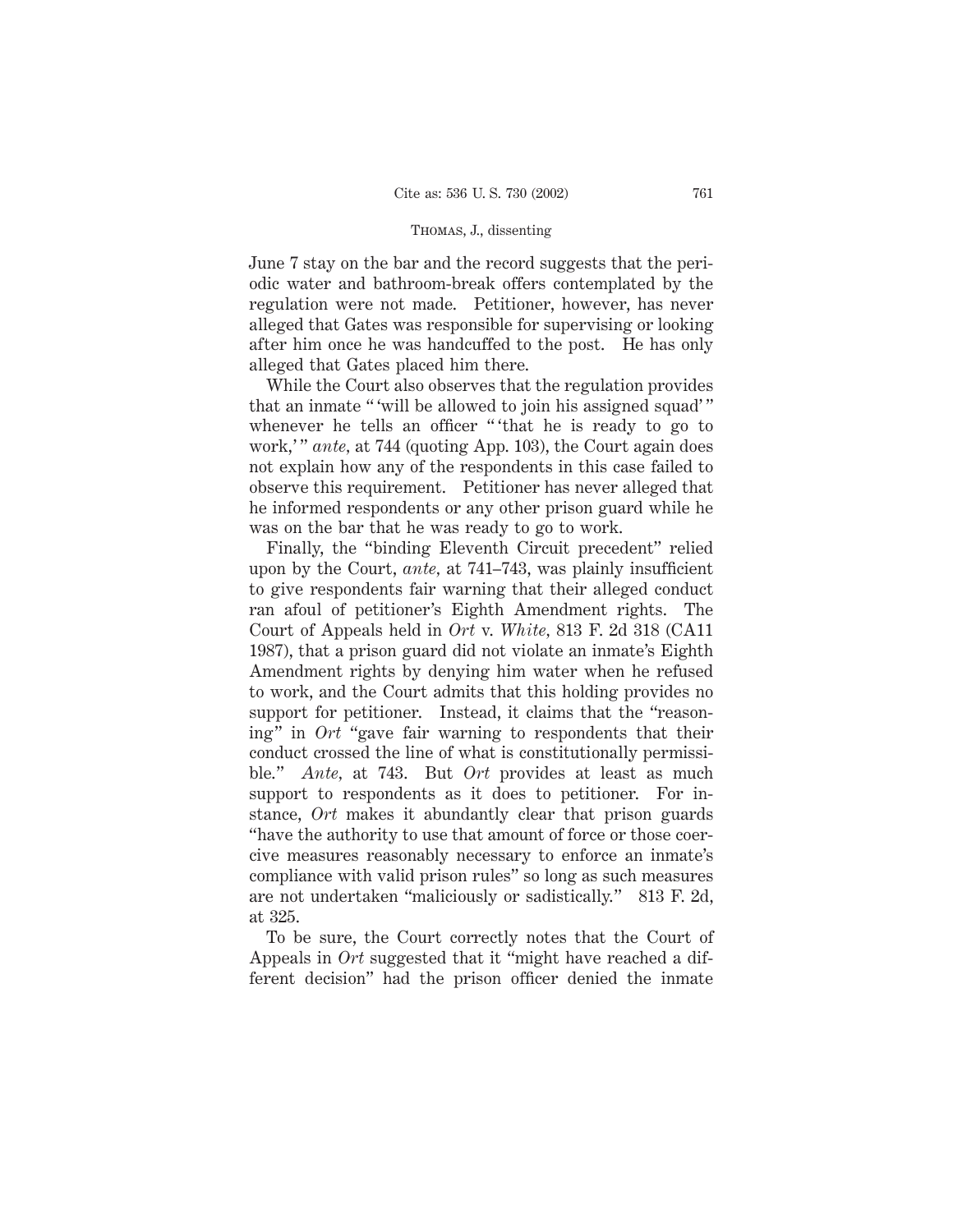June 7 stay on the bar and the record suggests that the periodic water and bathroom-break offers contemplated by the regulation were not made. Petitioner, however, has never alleged that Gates was responsible for supervising or looking after him once he was handcuffed to the post. He has only alleged that Gates placed him there.

While the Court also observes that the regulation provides that an inmate " 'will be allowed to join his assigned squad' " whenever he tells an officer " 'that he is ready to go to work,' " *ante*, at 744 (quoting App. 103), the Court again does not explain how any of the respondents in this case failed to observe this requirement. Petitioner has never alleged that he informed respondents or any other prison guard while he was on the bar that he was ready to go to work.

Finally, the "binding Eleventh Circuit precedent" relied upon by the Court, *ante*, at 741–743, was plainly insufficient to give respondents fair warning that their alleged conduct ran afoul of petitioner's Eighth Amendment rights. The Court of Appeals held in *Ort* v. *White*, 813 F. 2d 318 (CA11 1987), that a prison guard did not violate an inmate's Eighth Amendment rights by denying him water when he refused to work, and the Court admits that this holding provides no support for petitioner. Instead, it claims that the "reasoning" in *Ort* "gave fair warning to respondents that their conduct crossed the line of what is constitutionally permissible." *Ante*, at 743. But *Ort* provides at least as much support to respondents as it does to petitioner. For instance, *Ort* makes it abundantly clear that prison guards "have the authority to use that amount of force or those coercive measures reasonably necessary to enforce an inmate's compliance with valid prison rules" so long as such measures are not undertaken "maliciously or sadistically." 813 F. 2d, at 325.

To be sure, the Court correctly notes that the Court of Appeals in *Ort* suggested that it "might have reached a different decision" had the prison officer denied the inmate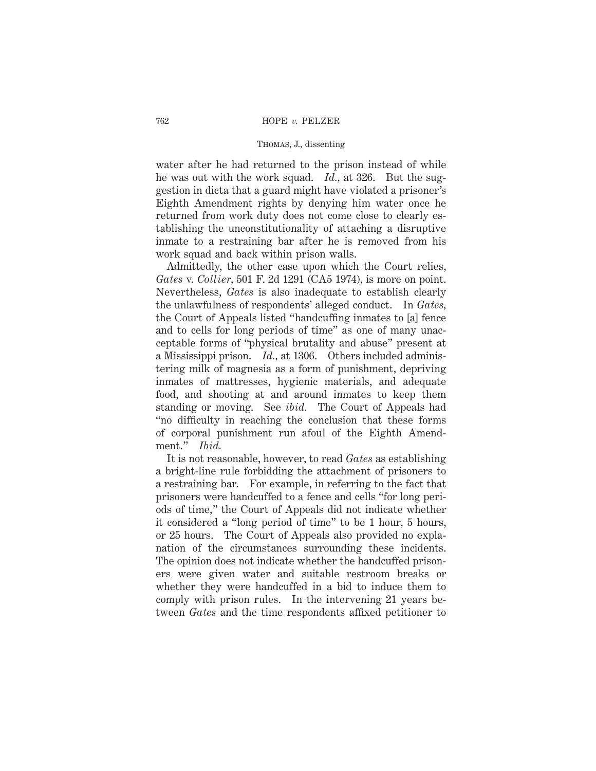water after he had returned to the prison instead of while he was out with the work squad. *Id.*, at 326. But the suggestion in dicta that a guard might have violated a prisoner's Eighth Amendment rights by denying him water once he returned from work duty does not come close to clearly establishing the unconstitutionality of attaching a disruptive inmate to a restraining bar after he is removed from his work squad and back within prison walls.

Admittedly, the other case upon which the Court relies, *Gates* v. *Collier*, 501 F. 2d 1291 (CA5 1974), is more on point. Nevertheless, *Gates* is also inadequate to establish clearly the unlawfulness of respondents' alleged conduct. In *Gates*, the Court of Appeals listed "handcuffing inmates to [a] fence and to cells for long periods of time" as one of many unacceptable forms of "physical brutality and abuse" present at a Mississippi prison. *Id.*, at 1306. Others included administering milk of magnesia as a form of punishment, depriving inmates of mattresses, hygienic materials, and adequate food, and shooting at and around inmates to keep them standing or moving. See *ibid.* The Court of Appeals had "no difficulty in reaching the conclusion that these forms of corporal punishment run afoul of the Eighth Amendment." *Ibid.*

It is not reasonable, however, to read *Gates* as establishing a bright-line rule forbidding the attachment of prisoners to a restraining bar. For example, in referring to the fact that prisoners were handcuffed to a fence and cells "for long periods of time," the Court of Appeals did not indicate whether it considered a "long period of time" to be 1 hour, 5 hours, or 25 hours. The Court of Appeals also provided no explanation of the circumstances surrounding these incidents. The opinion does not indicate whether the handcuffed prisoners were given water and suitable restroom breaks or whether they were handcuffed in a bid to induce them to comply with prison rules. In the intervening 21 years between *Gates* and the time respondents affixed petitioner to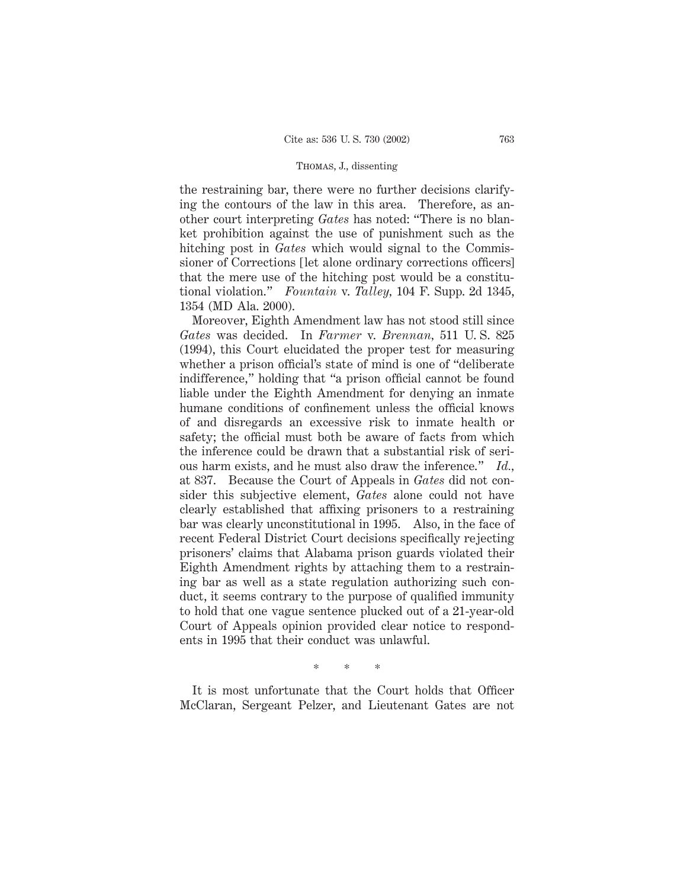the restraining bar, there were no further decisions clarifying the contours of the law in this area. Therefore, as another court interpreting *Gates* has noted: "There is no blanket prohibition against the use of punishment such as the hitching post in *Gates* which would signal to the Commissioner of Corrections [let alone ordinary corrections officers] that the mere use of the hitching post would be a constitutional violation." *Fountain* v. *Talley*, 104 F. Supp. 2d 1345, 1354 (MD Ala. 2000).

Moreover, Eighth Amendment law has not stood still since *Gates* was decided. In *Farmer* v. *Brennan*, 511 U. S. 825 (1994), this Court elucidated the proper test for measuring whether a prison official's state of mind is one of "deliberate indifference," holding that "a prison official cannot be found liable under the Eighth Amendment for denying an inmate humane conditions of confinement unless the official knows of and disregards an excessive risk to inmate health or safety; the official must both be aware of facts from which the inference could be drawn that a substantial risk of serious harm exists, and he must also draw the inference." *Id.*, at 837. Because the Court of Appeals in *Gates* did not consider this subjective element, *Gates* alone could not have clearly established that affixing prisoners to a restraining bar was clearly unconstitutional in 1995. Also, in the face of recent Federal District Court decisions specifically rejecting prisoners' claims that Alabama prison guards violated their Eighth Amendment rights by attaching them to a restraining bar as well as a state regulation authorizing such conduct, it seems contrary to the purpose of qualified immunity to hold that one vague sentence plucked out of a 21-year-old Court of Appeals opinion provided clear notice to respondents in 1995 that their conduct was unlawful.

\* \* \*

It is most unfortunate that the Court holds that Officer McClaran, Sergeant Pelzer, and Lieutenant Gates are not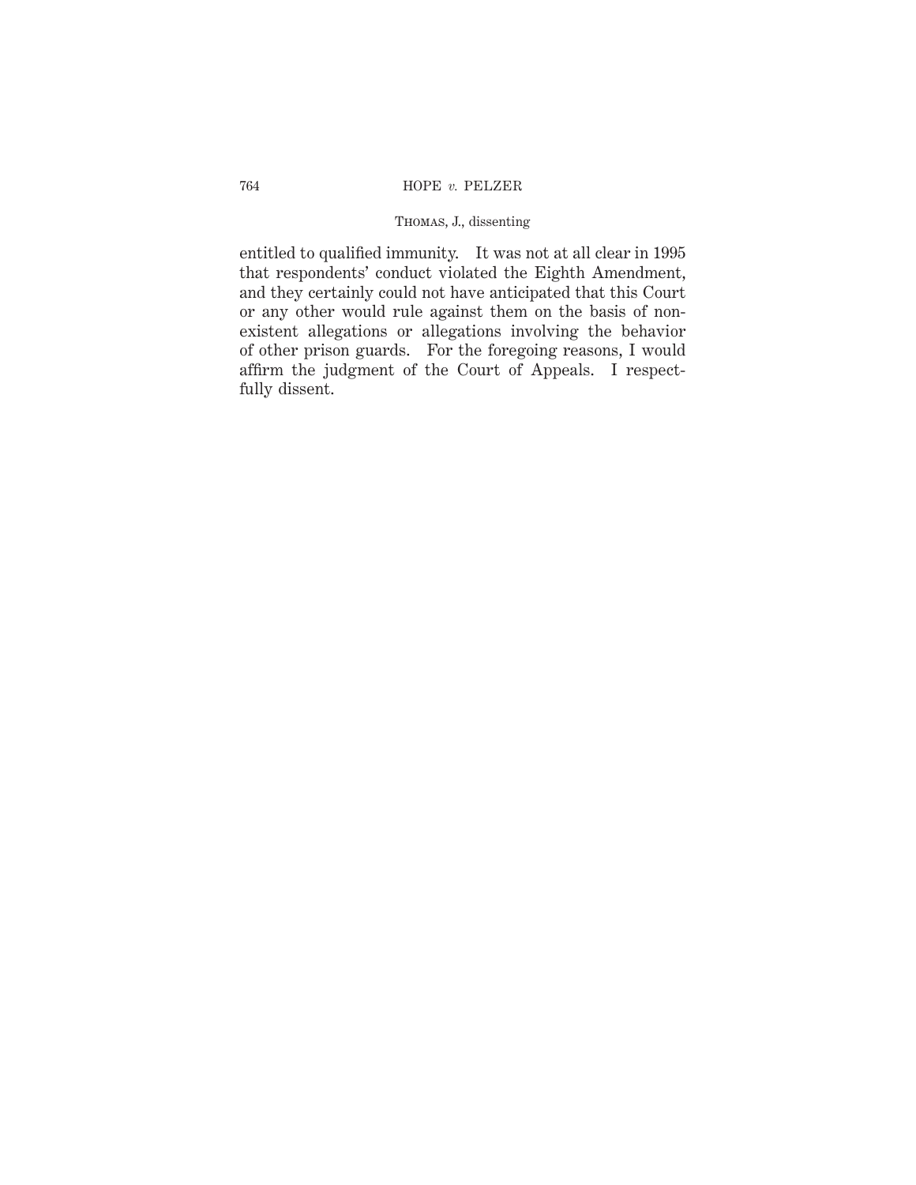entitled to qualified immunity. It was not at all clear in 1995 that respondents' conduct violated the Eighth Amendment, and they certainly could not have anticipated that this Court or any other would rule against them on the basis of nonexistent allegations or allegations involving the behavior of other prison guards. For the foregoing reasons, I would affirm the judgment of the Court of Appeals. I respectfully dissent.